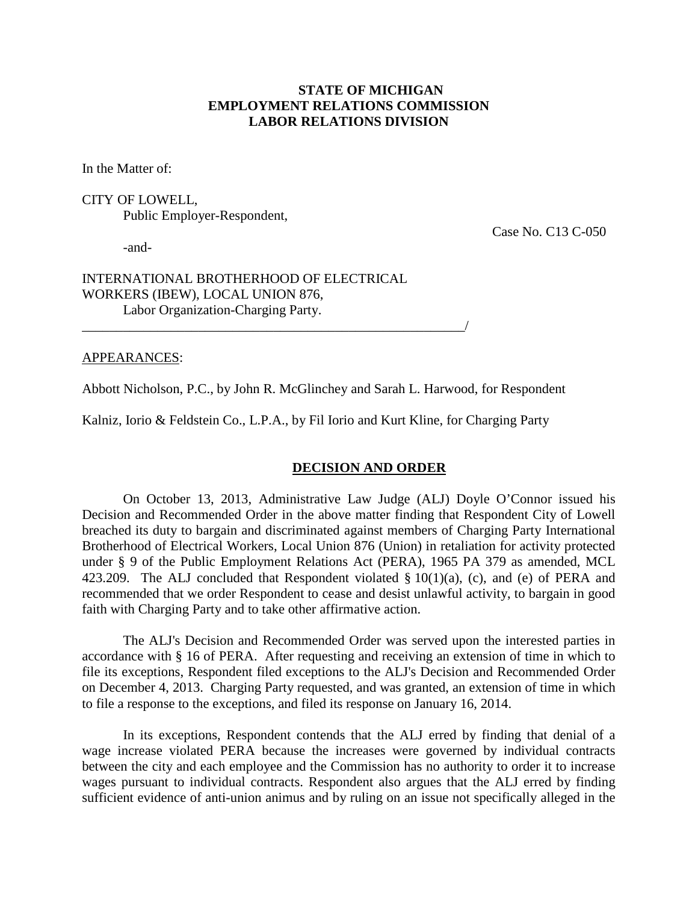**STATE OF MICHIGAN**
**EMPLOYMENT RELATIONS COMMISSION**
**LABOR RELATIONS DIVISION**

In the Matter of:

CITY OF LOWELL,
Public Employer-Respondent,

Case No. C13 C-050

-and-

INTERNATIONAL BROTHERHOOD OF ELECTRICAL WORKERS (IBEW), LOCAL UNION 876,
Labor Organization-Charging Party.
_____________________________________________________________/

APPEARANCES:

Abbott Nicholson, P.C., by John R. McGlinchey and Sarah L. Harwood, for Respondent

Kalniz, Iorio & Feldstein Co., L.P.A., by Fil Iorio and Kurt Kline, for Charging Party

## DECISION AND ORDER

On October 13, 2013, Administrative Law Judge (ALJ) Doyle O'Connor issued his Decision and Recommended Order in the above matter finding that Respondent City of Lowell breached its duty to bargain and discriminated against members of Charging Party International Brotherhood of Electrical Workers, Local Union 876 (Union) in retaliation for activity protected under § 9 of the Public Employment Relations Act (PERA), 1965 PA 379 as amended, MCL 423.209. The ALJ concluded that Respondent violated § 10(1)(a), (c), and (e) of PERA and recommended that we order Respondent to cease and desist unlawful activity, to bargain in good faith with Charging Party and to take other affirmative action.

The ALJ's Decision and Recommended Order was served upon the interested parties in accordance with § 16 of PERA. After requesting and receiving an extension of time in which to file its exceptions, Respondent filed exceptions to the ALJ's Decision and Recommended Order on December 4, 2013. Charging Party requested, and was granted, an extension of time in which to file a response to the exceptions, and filed its response on January 16, 2014.

In its exceptions, Respondent contends that the ALJ erred by finding that denial of a wage increase violated PERA because the increases were governed by individual contracts between the city and each employee and the Commission has no authority to order it to increase wages pursuant to individual contracts. Respondent also argues that the ALJ erred by finding sufficient evidence of anti-union animus and by ruling on an issue not specifically alleged in the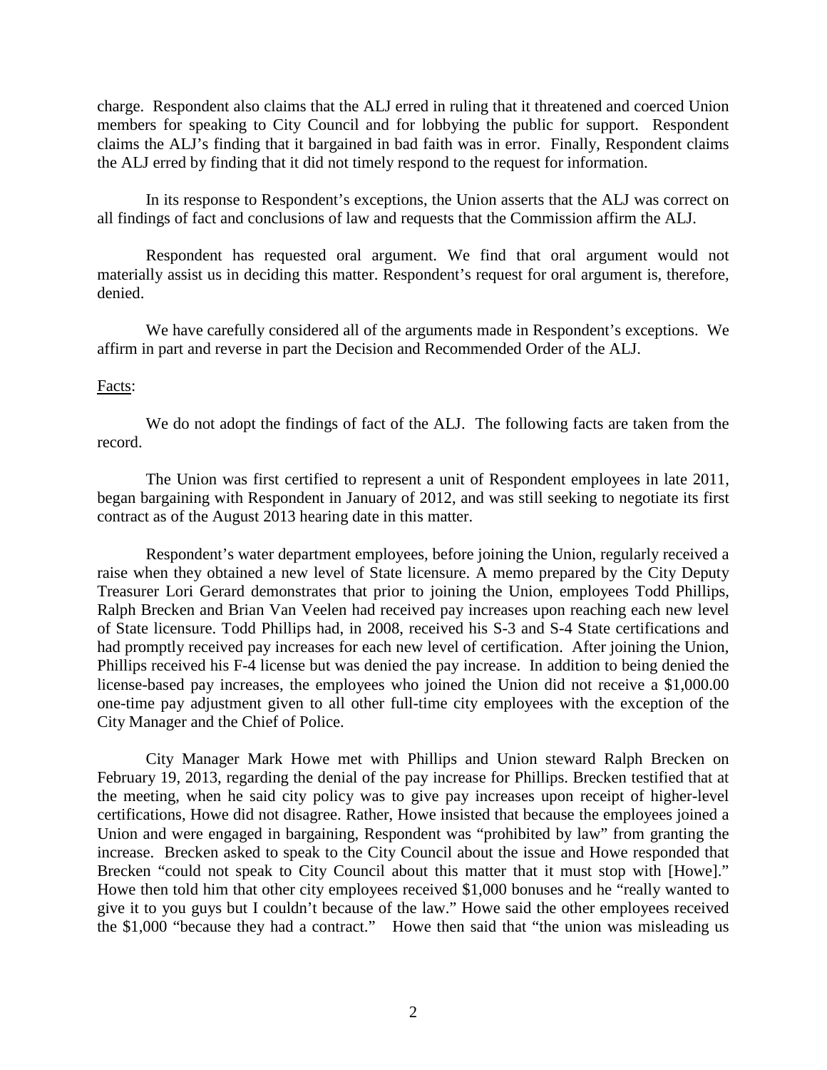charge. Respondent also claims that the ALJ erred in ruling that it threatened and coerced Union members for speaking to City Council and for lobbying the public for support. Respondent claims the ALJ's finding that it bargained in bad faith was in error. Finally, Respondent claims the ALJ erred by finding that it did not timely respond to the request for information.

In its response to Respondent's exceptions, the Union asserts that the ALJ was correct on all findings of fact and conclusions of law and requests that the Commission affirm the ALJ.

Respondent has requested oral argument. We find that oral argument would not materially assist us in deciding this matter. Respondent's request for oral argument is, therefore, denied.

We have carefully considered all of the arguments made in Respondent's exceptions. We affirm in part and reverse in part the Decision and Recommended Order of the ALJ.

Facts:

We do not adopt the findings of fact of the ALJ. The following facts are taken from the record.

The Union was first certified to represent a unit of Respondent employees in late 2011, began bargaining with Respondent in January of 2012, and was still seeking to negotiate its first contract as of the August 2013 hearing date in this matter.

Respondent's water department employees, before joining the Union, regularly received a raise when they obtained a new level of State licensure. A memo prepared by the City Deputy Treasurer Lori Gerard demonstrates that prior to joining the Union, employees Todd Phillips, Ralph Brecken and Brian Van Veelen had received pay increases upon reaching each new level of State licensure. Todd Phillips had, in 2008, received his S-3 and S-4 State certifications and had promptly received pay increases for each new level of certification. After joining the Union, Phillips received his F-4 license but was denied the pay increase. In addition to being denied the license-based pay increases, the employees who joined the Union did not receive a $1,000.00 one-time pay adjustment given to all other full-time city employees with the exception of the City Manager and the Chief of Police.

City Manager Mark Howe met with Phillips and Union steward Ralph Brecken on February 19, 2013, regarding the denial of the pay increase for Phillips. Brecken testified that at the meeting, when he said city policy was to give pay increases upon receipt of higher-level certifications, Howe did not disagree. Rather, Howe insisted that because the employees joined a Union and were engaged in bargaining, Respondent was "prohibited by law" from granting the increase. Brecken asked to speak to the City Council about the issue and Howe responded that Brecken "could not speak to City Council about this matter that it must stop with [Howe]." Howe then told him that other city employees received $1,000 bonuses and he "really wanted to give it to you guys but I couldn't because of the law." Howe said the other employees received the $1,000 "because they had a contract." Howe then said that "the union was misleading us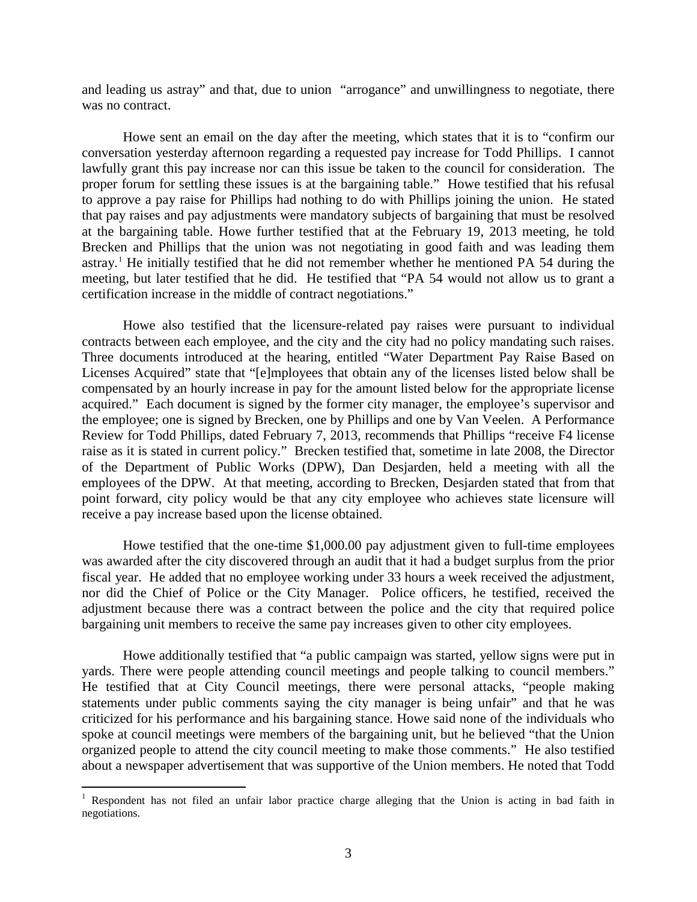and leading us astray" and that, due to union "arrogance" and unwillingness to negotiate, there was no contract.

Howe sent an email on the day after the meeting, which states that it is to "confirm our conversation yesterday afternoon regarding a requested pay increase for Todd Phillips. I cannot lawfully grant this pay increase nor can this issue be taken to the council for consideration. The proper forum for settling these issues is at the bargaining table." Howe testified that his refusal to approve a pay raise for Phillips had nothing to do with Phillips joining the union. He stated that pay raises and pay adjustments were mandatory subjects of bargaining that must be resolved at the bargaining table. Howe further testified that at the February 19, 2013 meeting, he told Brecken and Phillips that the union was not negotiating in good faith and was leading them astray.[1] He initially testified that he did not remember whether he mentioned PA 54 during the meeting, but later testified that he did. He testified that "PA 54 would not allow us to grant a certification increase in the middle of contract negotiations."

Howe also testified that the licensure-related pay raises were pursuant to individual contracts between each employee, and the city and the city had no policy mandating such raises. Three documents introduced at the hearing, entitled "Water Department Pay Raise Based on Licenses Acquired" state that "[e]mployees that obtain any of the licenses listed below shall be compensated by an hourly increase in pay for the amount listed below for the appropriate license acquired." Each document is signed by the former city manager, the employee's supervisor and the employee; one is signed by Brecken, one by Phillips and one by Van Veelen. A Performance Review for Todd Phillips, dated February 7, 2013, recommends that Phillips "receive F4 license raise as it is stated in current policy." Brecken testified that, sometime in late 2008, the Director of the Department of Public Works (DPW), Dan Desjarden, held a meeting with all the employees of the DPW. At that meeting, according to Brecken, Desjarden stated that from that point forward, city policy would be that any city employee who achieves state licensure will receive a pay increase based upon the license obtained.

Howe testified that the one-time $1,000.00 pay adjustment given to full-time employees was awarded after the city discovered through an audit that it had a budget surplus from the prior fiscal year. He added that no employee working under 33 hours a week received the adjustment, nor did the Chief of Police or the City Manager. Police officers, he testified, received the adjustment because there was a contract between the police and the city that required police bargaining unit members to receive the same pay increases given to other city employees.

Howe additionally testified that "a public campaign was started, yellow signs were put in yards. There were people attending council meetings and people talking to council members." He testified that at City Council meetings, there were personal attacks, "people making statements under public comments saying the city manager is being unfair" and that he was criticized for his performance and his bargaining stance. Howe said none of the individuals who spoke at council meetings were members of the bargaining unit, but he believed "that the Union organized people to attend the city council meeting to make those comments." He also testified about a newspaper advertisement that was supportive of the Union members. He noted that Todd

[1] Respondent has not filed an unfair labor practice charge alleging that the Union is acting in bad faith in negotiations.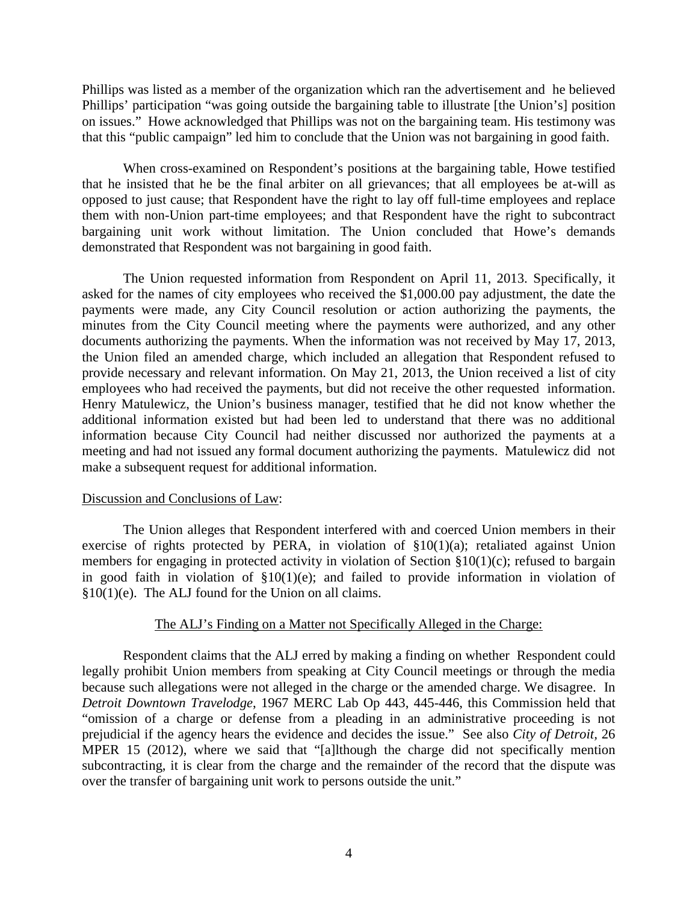Phillips was listed as a member of the organization which ran the advertisement and he believed Phillips' participation "was going outside the bargaining table to illustrate [the Union's] position on issues." Howe acknowledged that Phillips was not on the bargaining team. His testimony was that this "public campaign" led him to conclude that the Union was not bargaining in good faith.

When cross-examined on Respondent's positions at the bargaining table, Howe testified that he insisted that he be the final arbiter on all grievances; that all employees be at-will as opposed to just cause; that Respondent have the right to lay off full-time employees and replace them with non-Union part-time employees; and that Respondent have the right to subcontract bargaining unit work without limitation. The Union concluded that Howe's demands demonstrated that Respondent was not bargaining in good faith.

The Union requested information from Respondent on April 11, 2013. Specifically, it asked for the names of city employees who received the $1,000.00 pay adjustment, the date the payments were made, any City Council resolution or action authorizing the payments, the minutes from the City Council meeting where the payments were authorized, and any other documents authorizing the payments. When the information was not received by May 17, 2013, the Union filed an amended charge, which included an allegation that Respondent refused to provide necessary and relevant information. On May 21, 2013, the Union received a list of city employees who had received the payments, but did not receive the other requested information. Henry Matulewicz, the Union's business manager, testified that he did not know whether the additional information existed but had been led to understand that there was no additional information because City Council had neither discussed nor authorized the payments at a meeting and had not issued any formal document authorizing the payments. Matulewicz did not make a subsequent request for additional information.

## Discussion and Conclusions of Law:

The Union alleges that Respondent interfered with and coerced Union members in their exercise of rights protected by PERA, in violation of §10(1)(a); retaliated against Union members for engaging in protected activity in violation of Section §10(1)(c); refused to bargain in good faith in violation of §10(1)(e); and failed to provide information in violation of §10(1)(e). The ALJ found for the Union on all claims.

### The ALJ's Finding on a Matter not Specifically Alleged in the Charge:

Respondent claims that the ALJ erred by making a finding on whether Respondent could legally prohibit Union members from speaking at City Council meetings or through the media because such allegations were not alleged in the charge or the amended charge. We disagree. In *Detroit Downtown Travelodge*, 1967 MERC Lab Op 443, 445-446, this Commission held that "omission of a charge or defense from a pleading in an administrative proceeding is not prejudicial if the agency hears the evidence and decides the issue." See also *City of Detroit*, 26 MPER 15 (2012), where we said that "[a]lthough the charge did not specifically mention subcontracting, it is clear from the charge and the remainder of the record that the dispute was over the transfer of bargaining unit work to persons outside the unit."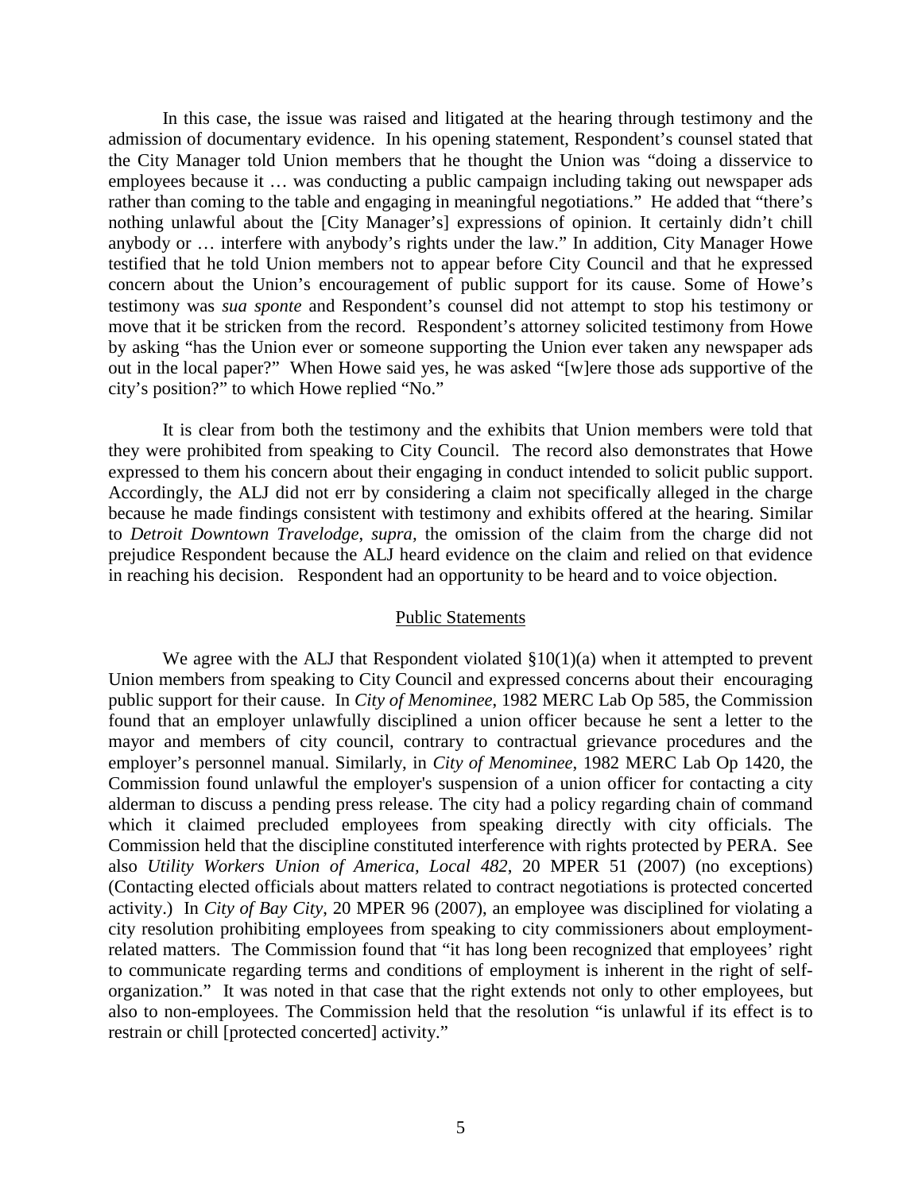In this case, the issue was raised and litigated at the hearing through testimony and the admission of documentary evidence. In his opening statement, Respondent's counsel stated that the City Manager told Union members that he thought the Union was "doing a disservice to employees because it … was conducting a public campaign including taking out newspaper ads rather than coming to the table and engaging in meaningful negotiations." He added that "there's nothing unlawful about the [City Manager's] expressions of opinion. It certainly didn't chill anybody or … interfere with anybody's rights under the law." In addition, City Manager Howe testified that he told Union members not to appear before City Council and that he expressed concern about the Union's encouragement of public support for its cause. Some of Howe's testimony was *sua sponte* and Respondent's counsel did not attempt to stop his testimony or move that it be stricken from the record. Respondent's attorney solicited testimony from Howe by asking "has the Union ever or someone supporting the Union ever taken any newspaper ads out in the local paper?" When Howe said yes, he was asked "[w]ere those ads supportive of the city's position?" to which Howe replied "No."

It is clear from both the testimony and the exhibits that Union members were told that they were prohibited from speaking to City Council. The record also demonstrates that Howe expressed to them his concern about their engaging in conduct intended to solicit public support. Accordingly, the ALJ did not err by considering a claim not specifically alleged in the charge because he made findings consistent with testimony and exhibits offered at the hearing. Similar to *Detroit Downtown Travelodge*, *supra*, the omission of the claim from the charge did not prejudice Respondent because the ALJ heard evidence on the claim and relied on that evidence in reaching his decision. Respondent had an opportunity to be heard and to voice objection.

## Public Statements

We agree with the ALJ that Respondent violated §10(1)(a) when it attempted to prevent Union members from speaking to City Council and expressed concerns about their encouraging public support for their cause. In *City of Menominee*, 1982 MERC Lab Op 585, the Commission found that an employer unlawfully disciplined a union officer because he sent a letter to the mayor and members of city council, contrary to contractual grievance procedures and the employer's personnel manual. Similarly, in *City of Menominee*, 1982 MERC Lab Op 1420, the Commission found unlawful the employer's suspension of a union officer for contacting a city alderman to discuss a pending press release. The city had a policy regarding chain of command which it claimed precluded employees from speaking directly with city officials. The Commission held that the discipline constituted interference with rights protected by PERA. See also *Utility Workers Union of America, Local 482*, 20 MPER 51 (2007) (no exceptions) (Contacting elected officials about matters related to contract negotiations is protected concerted activity.) In *City of Bay City*, 20 MPER 96 (2007), an employee was disciplined for violating a city resolution prohibiting employees from speaking to city commissioners about employment-related matters. The Commission found that "it has long been recognized that employees' right to communicate regarding terms and conditions of employment is inherent in the right of self-organization." It was noted in that case that the right extends not only to other employees, but also to non-employees. The Commission held that the resolution "is unlawful if its effect is to restrain or chill [protected concerted] activity."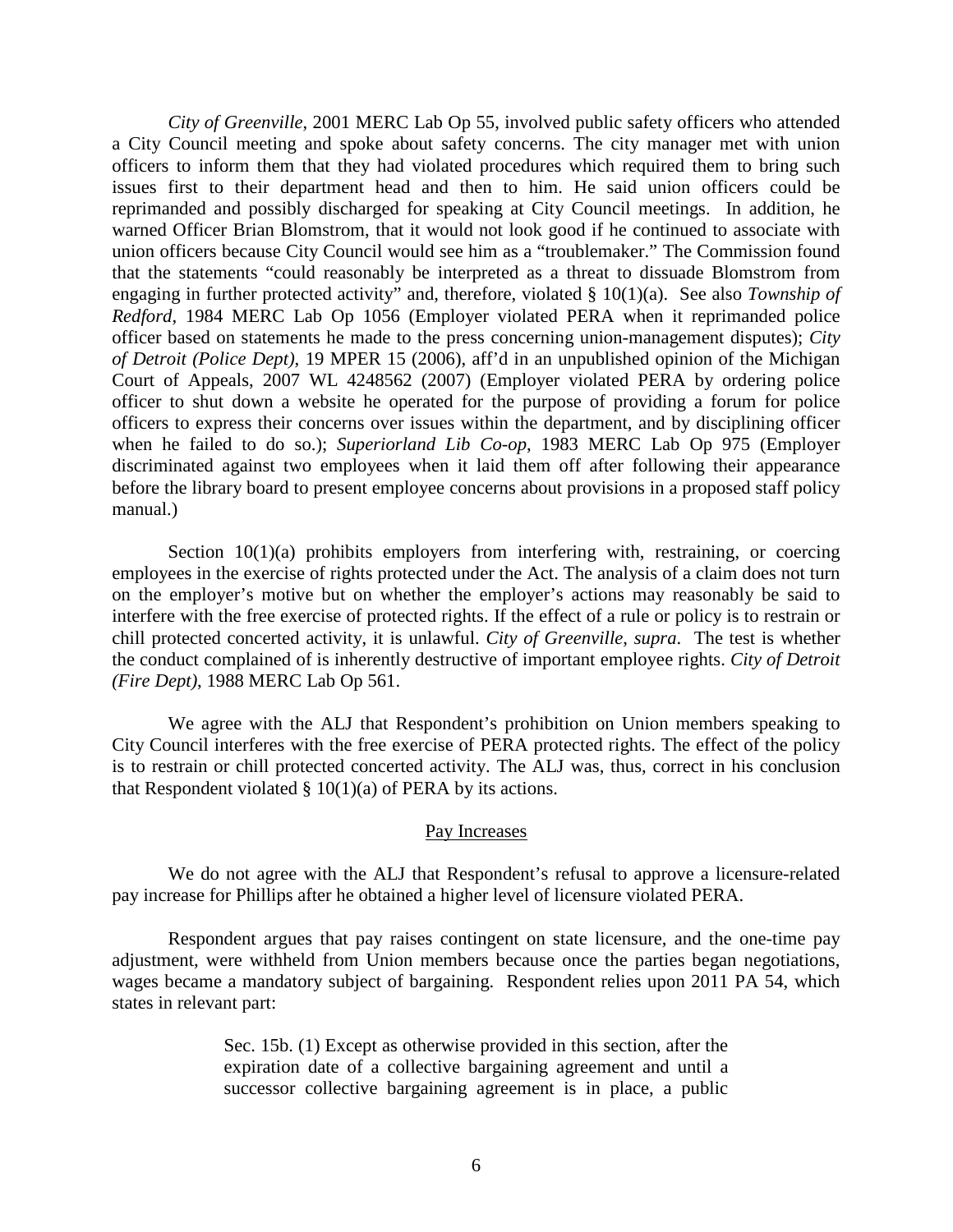*City of Greenville*, 2001 MERC Lab Op 55, involved public safety officers who attended a City Council meeting and spoke about safety concerns. The city manager met with union officers to inform them that they had violated procedures which required them to bring such issues first to their department head and then to him. He said union officers could be reprimanded and possibly discharged for speaking at City Council meetings. In addition, he warned Officer Brian Blomstrom, that it would not look good if he continued to associate with union officers because City Council would see him as a "troublemaker." The Commission found that the statements "could reasonably be interpreted as a threat to dissuade Blomstrom from engaging in further protected activity" and, therefore, violated § 10(1)(a). See also *Township of Redford*, 1984 MERC Lab Op 1056 (Employer violated PERA when it reprimanded police officer based on statements he made to the press concerning union-management disputes); *City of Detroit (Police Dept)*, 19 MPER 15 (2006), aff'd in an unpublished opinion of the Michigan Court of Appeals, 2007 WL 4248562 (2007) (Employer violated PERA by ordering police officer to shut down a website he operated for the purpose of providing a forum for police officers to express their concerns over issues within the department, and by disciplining officer when he failed to do so.); *Superiorland Lib Co-op*, 1983 MERC Lab Op 975 (Employer discriminated against two employees when it laid them off after following their appearance before the library board to present employee concerns about provisions in a proposed staff policy manual.)

Section 10(1)(a) prohibits employers from interfering with, restraining, or coercing employees in the exercise of rights protected under the Act. The analysis of a claim does not turn on the employer's motive but on whether the employer's actions may reasonably be said to interfere with the free exercise of protected rights. If the effect of a rule or policy is to restrain or chill protected concerted activity, it is unlawful. *City of Greenville*, *supra*. The test is whether the conduct complained of is inherently destructive of important employee rights. *City of Detroit (Fire Dept)*, 1988 MERC Lab Op 561.

We agree with the ALJ that Respondent's prohibition on Union members speaking to City Council interferes with the free exercise of PERA protected rights. The effect of the policy is to restrain or chill protected concerted activity. The ALJ was, thus, correct in his conclusion that Respondent violated § 10(1)(a) of PERA by its actions.

## Pay Increases

We do not agree with the ALJ that Respondent's refusal to approve a licensure-related pay increase for Phillips after he obtained a higher level of licensure violated PERA.

Respondent argues that pay raises contingent on state licensure, and the one-time pay adjustment, were withheld from Union members because once the parties began negotiations, wages became a mandatory subject of bargaining. Respondent relies upon 2011 PA 54, which states in relevant part:

> Sec. 15b. (1) Except as otherwise provided in this section, after the expiration date of a collective bargaining agreement and until a successor collective bargaining agreement is in place, a public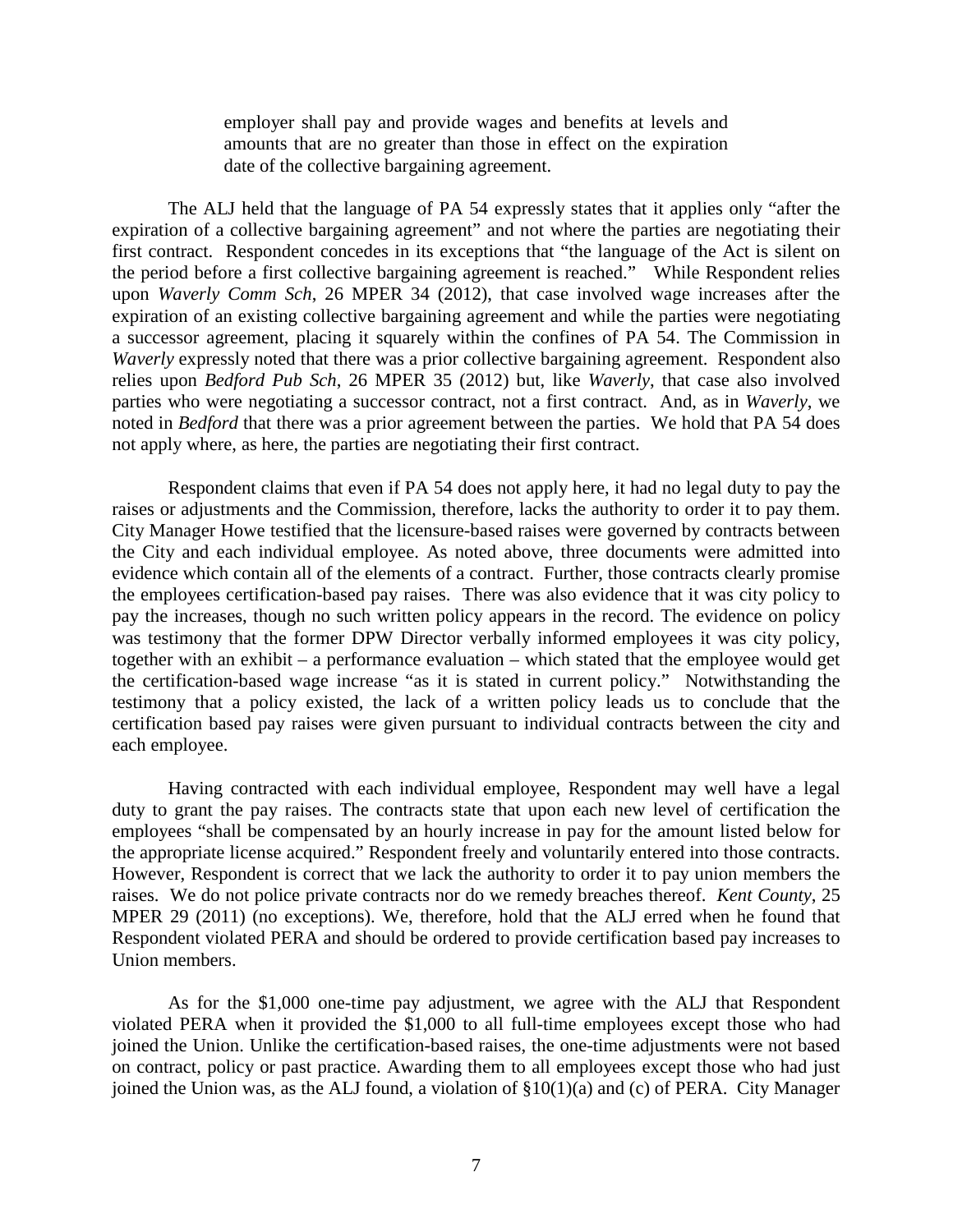> employer shall pay and provide wages and benefits at levels and amounts that are no greater than those in effect on the expiration date of the collective bargaining agreement.

The ALJ held that the language of PA 54 expressly states that it applies only "after the expiration of a collective bargaining agreement" and not where the parties are negotiating their first contract. Respondent concedes in its exceptions that "the language of the Act is silent on the period before a first collective bargaining agreement is reached." While Respondent relies upon *Waverly Comm Sch*, 26 MPER 34 (2012), that case involved wage increases after the expiration of an existing collective bargaining agreement and while the parties were negotiating a successor agreement, placing it squarely within the confines of PA 54. The Commission in *Waverly* expressly noted that there was a prior collective bargaining agreement. Respondent also relies upon *Bedford Pub Sch*, 26 MPER 35 (2012) but, like *Waverly*, that case also involved parties who were negotiating a successor contract, not a first contract. And, as in *Waverly*, we noted in *Bedford* that there was a prior agreement between the parties. We hold that PA 54 does not apply where, as here, the parties are negotiating their first contract.

Respondent claims that even if PA 54 does not apply here, it had no legal duty to pay the raises or adjustments and the Commission, therefore, lacks the authority to order it to pay them. City Manager Howe testified that the licensure-based raises were governed by contracts between the City and each individual employee. As noted above, three documents were admitted into evidence which contain all of the elements of a contract. Further, those contracts clearly promise the employees certification-based pay raises. There was also evidence that it was city policy to pay the increases, though no such written policy appears in the record. The evidence on policy was testimony that the former DPW Director verbally informed employees it was city policy, together with an exhibit – a performance evaluation – which stated that the employee would get the certification-based wage increase "as it is stated in current policy." Notwithstanding the testimony that a policy existed, the lack of a written policy leads us to conclude that the certification based pay raises were given pursuant to individual contracts between the city and each employee.

Having contracted with each individual employee, Respondent may well have a legal duty to grant the pay raises. The contracts state that upon each new level of certification the employees "shall be compensated by an hourly increase in pay for the amount listed below for the appropriate license acquired." Respondent freely and voluntarily entered into those contracts. However, Respondent is correct that we lack the authority to order it to pay union members the raises. We do not police private contracts nor do we remedy breaches thereof. *Kent County*, 25 MPER 29 (2011) (no exceptions). We, therefore, hold that the ALJ erred when he found that Respondent violated PERA and should be ordered to provide certification based pay increases to Union members.

As for the $1,000 one-time pay adjustment, we agree with the ALJ that Respondent violated PERA when it provided the $1,000 to all full-time employees except those who had joined the Union. Unlike the certification-based raises, the one-time adjustments were not based on contract, policy or past practice. Awarding them to all employees except those who had just joined the Union was, as the ALJ found, a violation of §10(1)(a) and (c) of PERA. City Manager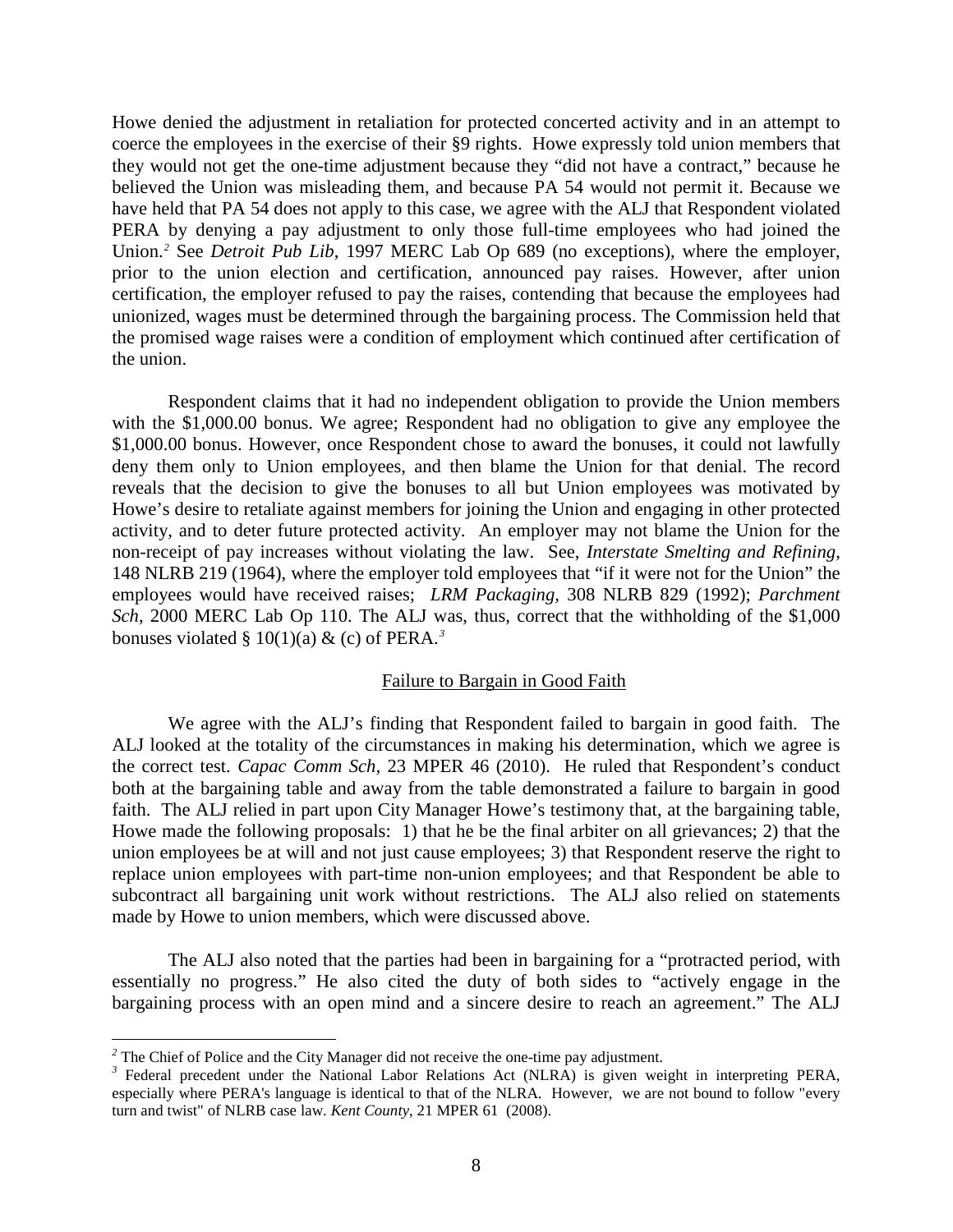Howe denied the adjustment in retaliation for protected concerted activity and in an attempt to coerce the employees in the exercise of their §9 rights. Howe expressly told union members that they would not get the one-time adjustment because they "did not have a contract," because he believed the Union was misleading them, and because PA 54 would not permit it. Because we have held that PA 54 does not apply to this case, we agree with the ALJ that Respondent violated PERA by denying a pay adjustment to only those full-time employees who had joined the Union.[2] See *Detroit Pub Lib*, 1997 MERC Lab Op 689 (no exceptions), where the employer, prior to the union election and certification, announced pay raises. However, after union certification, the employer refused to pay the raises, contending that because the employees had unionized, wages must be determined through the bargaining process. The Commission held that the promised wage raises were a condition of employment which continued after certification of the union.

Respondent claims that it had no independent obligation to provide the Union members with the $1,000.00 bonus. We agree; Respondent had no obligation to give any employee the $1,000.00 bonus. However, once Respondent chose to award the bonuses, it could not lawfully deny them only to Union employees, and then blame the Union for that denial. The record reveals that the decision to give the bonuses to all but Union employees was motivated by Howe's desire to retaliate against members for joining the Union and engaging in other protected activity, and to deter future protected activity. An employer may not blame the Union for the non-receipt of pay increases without violating the law. See, *Interstate Smelting and Refining*, 148 NLRB 219 (1964), where the employer told employees that "if it were not for the Union" the employees would have received raises; *LRM Packaging*, 308 NLRB 829 (1992); *Parchment Sch*, 2000 MERC Lab Op 110. The ALJ was, thus, correct that the withholding of the $1,000 bonuses violated § 10(1)(a) & (c) of PERA.[3]

## Failure to Bargain in Good Faith

We agree with the ALJ's finding that Respondent failed to bargain in good faith. The ALJ looked at the totality of the circumstances in making his determination, which we agree is the correct test. *Capac Comm Sch*, 23 MPER 46 (2010). He ruled that Respondent's conduct both at the bargaining table and away from the table demonstrated a failure to bargain in good faith. The ALJ relied in part upon City Manager Howe's testimony that, at the bargaining table, Howe made the following proposals: 1) that he be the final arbiter on all grievances; 2) that the union employees be at will and not just cause employees; 3) that Respondent reserve the right to replace union employees with part-time non-union employees; and that Respondent be able to subcontract all bargaining unit work without restrictions. The ALJ also relied on statements made by Howe to union members, which were discussed above.

The ALJ also noted that the parties had been in bargaining for a "protracted period, with essentially no progress." He also cited the duty of both sides to "actively engage in the bargaining process with an open mind and a sincere desire to reach an agreement." The ALJ

---

[2] The Chief of Police and the City Manager did not receive the one-time pay adjustment.

[3] Federal precedent under the National Labor Relations Act (NLRA) is given weight in interpreting PERA, especially where PERA's language is identical to that of the NLRA. However, we are not bound to follow "every turn and twist" of NLRB case law. *Kent County*, 21 MPER 61 (2008).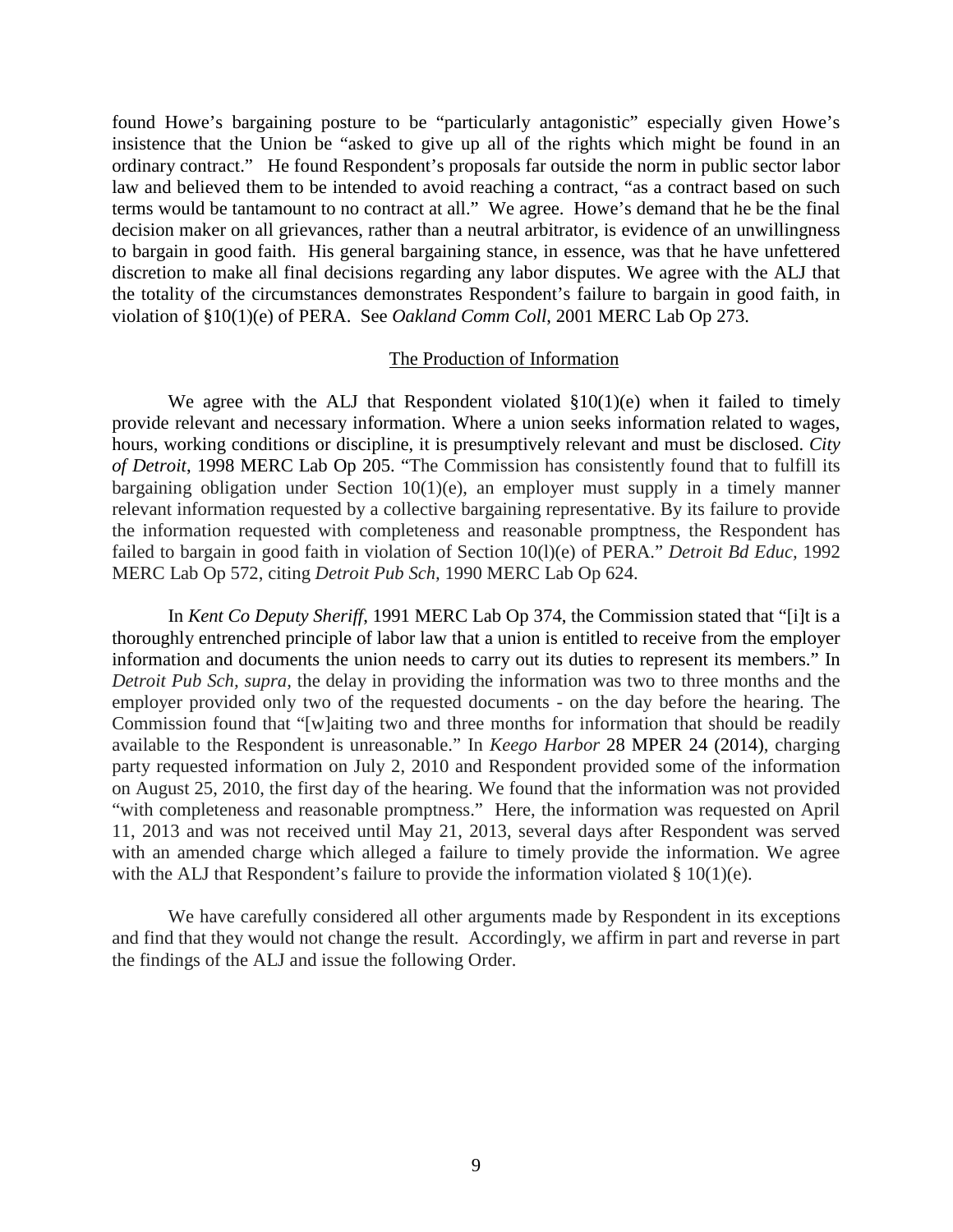found Howe's bargaining posture to be "particularly antagonistic" especially given Howe's insistence that the Union be "asked to give up all of the rights which might be found in an ordinary contract." He found Respondent's proposals far outside the norm in public sector labor law and believed them to be intended to avoid reaching a contract, "as a contract based on such terms would be tantamount to no contract at all." We agree. Howe's demand that he be the final decision maker on all grievances, rather than a neutral arbitrator, is evidence of an unwillingness to bargain in good faith. His general bargaining stance, in essence, was that he have unfettered discretion to make all final decisions regarding any labor disputes. We agree with the ALJ that the totality of the circumstances demonstrates Respondent's failure to bargain in good faith, in violation of §10(1)(e) of PERA. See *Oakland Comm Coll,* 2001 MERC Lab Op 273.

## The Production of Information

We agree with the ALJ that Respondent violated §10(1)(e) when it failed to timely provide relevant and necessary information. Where a union seeks information related to wages, hours, working conditions or discipline, it is presumptively relevant and must be disclosed. *City of Detroit*, 1998 MERC Lab Op 205. "The Commission has consistently found that to fulfill its bargaining obligation under Section 10(1)(e), an employer must supply in a timely manner relevant information requested by a collective bargaining representative. By its failure to provide the information requested with completeness and reasonable promptness, the Respondent has failed to bargain in good faith in violation of Section 10(l)(e) of PERA." *Detroit Bd Educ*, 1992 MERC Lab Op 572, citing *Detroit Pub Sch,* 1990 MERC Lab Op 624.

In *Kent Co Deputy Sheriff*, 1991 MERC Lab Op 374, the Commission stated that "[i]t is a thoroughly entrenched principle of labor law that a union is entitled to receive from the employer information and documents the union needs to carry out its duties to represent its members." In *Detroit Pub Sch, supra,* the delay in providing the information was two to three months and the employer provided only two of the requested documents - on the day before the hearing. The Commission found that "[w]aiting two and three months for information that should be readily available to the Respondent is unreasonable." In *Keego Harbor* 28 MPER 24 (2014), charging party requested information on July 2, 2010 and Respondent provided some of the information on August 25, 2010, the first day of the hearing. We found that the information was not provided "with completeness and reasonable promptness." Here, the information was requested on April 11, 2013 and was not received until May 21, 2013, several days after Respondent was served with an amended charge which alleged a failure to timely provide the information. We agree with the ALJ that Respondent's failure to provide the information violated § 10(1)(e).

We have carefully considered all other arguments made by Respondent in its exceptions and find that they would not change the result. Accordingly, we affirm in part and reverse in part the findings of the ALJ and issue the following Order.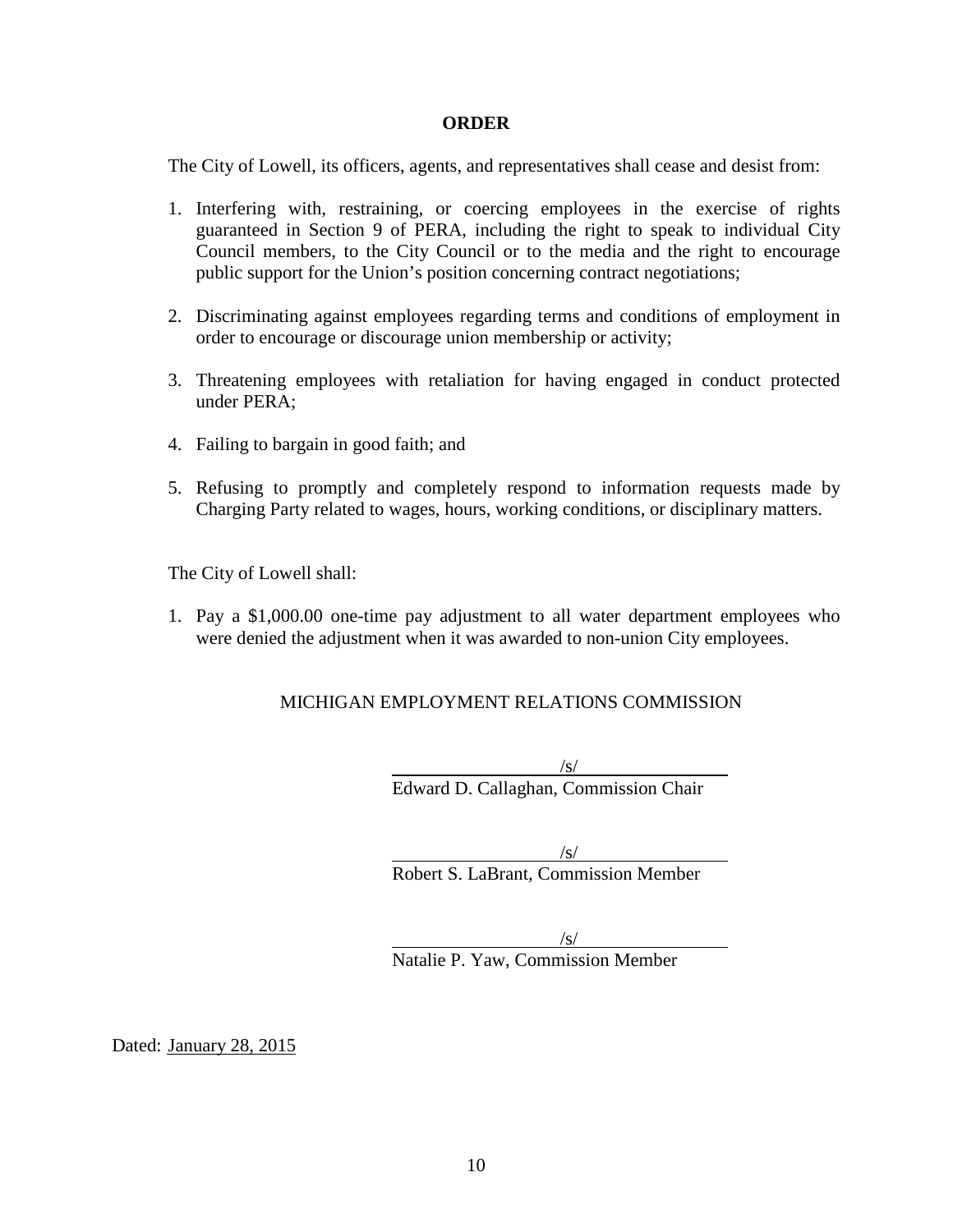## ORDER

The City of Lowell, its officers, agents, and representatives shall cease and desist from:

1. Interfering with, restraining, or coercing employees in the exercise of rights guaranteed in Section 9 of PERA, including the right to speak to individual City Council members, to the City Council or to the media and the right to encourage public support for the Union's position concerning contract negotiations;

2. Discriminating against employees regarding terms and conditions of employment in order to encourage or discourage union membership or activity;

3. Threatening employees with retaliation for having engaged in conduct protected under PERA;

4. Failing to bargain in good faith; and

5. Refusing to promptly and completely respond to information requests made by Charging Party related to wages, hours, working conditions, or disciplinary matters.

The City of Lowell shall:

1. Pay a $1,000.00 one-time pay adjustment to all water department employees who were denied the adjustment when it was awarded to non-union City employees.

MICHIGAN EMPLOYMENT RELATIONS COMMISSION

/s/
Edward D. Callaghan, Commission Chair

/s/
Robert S. LaBrant, Commission Member

/s/
Natalie P. Yaw, Commission Member

Dated: January 28, 2015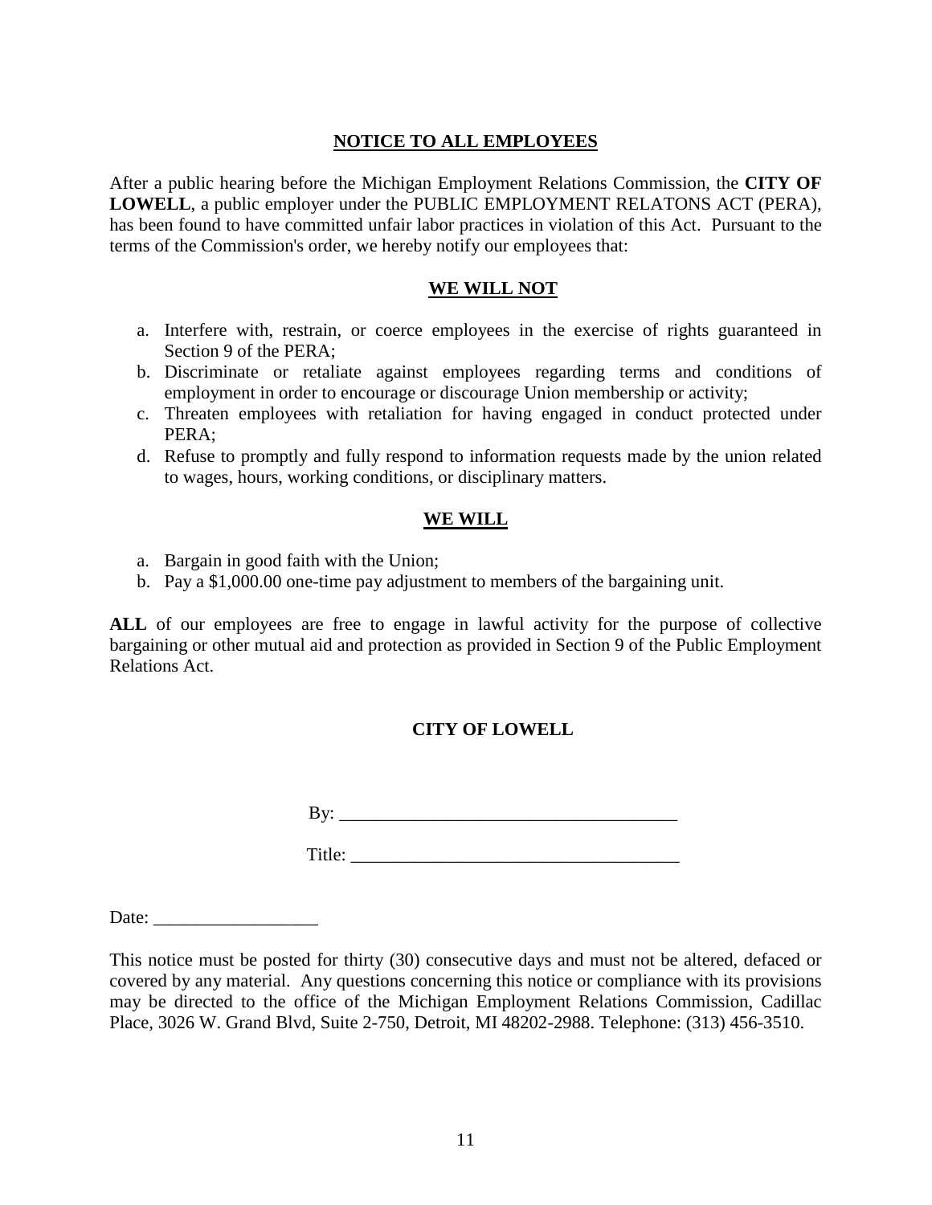## NOTICE TO ALL EMPLOYEES

After a public hearing before the Michigan Employment Relations Commission, the **CITY OF LOWELL**, a public employer under the PUBLIC EMPLOYMENT RELATONS ACT (PERA), has been found to have committed unfair labor practices in violation of this Act. Pursuant to the terms of the Commission's order, we hereby notify our employees that:

## WE WILL NOT

a. Interfere with, restrain, or coerce employees in the exercise of rights guaranteed in Section 9 of the PERA;
b. Discriminate or retaliate against employees regarding terms and conditions of employment in order to encourage or discourage Union membership or activity;
c. Threaten employees with retaliation for having engaged in conduct protected under PERA;
d. Refuse to promptly and fully respond to information requests made by the union related to wages, hours, working conditions, or disciplinary matters.

## WE WILL

a. Bargain in good faith with the Union;
b. Pay a $1,000.00 one-time pay adjustment to members of the bargaining unit.

**ALL** of our employees are free to engage in lawful activity for the purpose of collective bargaining or other mutual aid and protection as provided in Section 9 of the Public Employment Relations Act.

**CITY OF LOWELL**

By: ____________________________________

Title: ___________________________________

Date: __________________

This notice must be posted for thirty (30) consecutive days and must not be altered, defaced or covered by any material. Any questions concerning this notice or compliance with its provisions may be directed to the office of the Michigan Employment Relations Commission, Cadillac Place, 3026 W. Grand Blvd, Suite 2-750, Detroit, MI 48202-2988. Telephone: (313) 456-3510.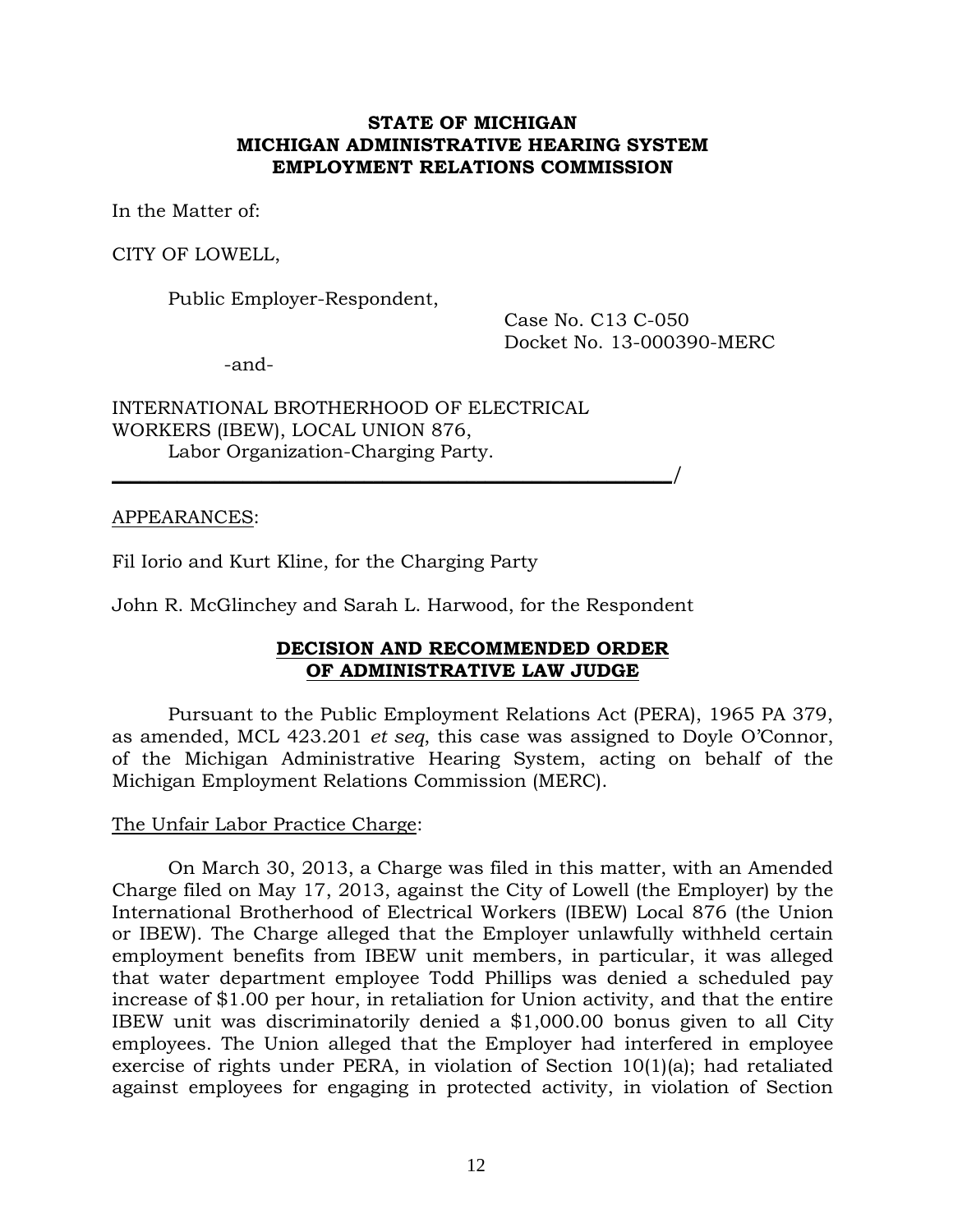**STATE OF MICHIGAN**
**MICHIGAN ADMINISTRATIVE HEARING SYSTEM**
**EMPLOYMENT RELATIONS COMMISSION**

In the Matter of:

CITY OF LOWELL,

Public Employer-Respondent,

Case No. C13 C-050
Docket No. 13-000390-MERC

-and-

INTERNATIONAL BROTHERHOOD OF ELECTRICAL WORKERS (IBEW), LOCAL UNION 876,
Labor Organization-Charging Party.

_______________________________________________/

APPEARANCES:

Fil Iorio and Kurt Kline, for the Charging Party

John R. McGlinchey and Sarah L. Harwood, for the Respondent

## DECISION AND RECOMMENDED ORDER OF ADMINISTRATIVE LAW JUDGE

Pursuant to the Public Employment Relations Act (PERA), 1965 PA 379, as amended, MCL 423.201 *et seq*, this case was assigned to Doyle O'Connor, of the Michigan Administrative Hearing System, acting on behalf of the Michigan Employment Relations Commission (MERC).

The Unfair Labor Practice Charge:

On March 30, 2013, a Charge was filed in this matter, with an Amended Charge filed on May 17, 2013, against the City of Lowell (the Employer) by the International Brotherhood of Electrical Workers (IBEW) Local 876 (the Union or IBEW). The Charge alleged that the Employer unlawfully withheld certain employment benefits from IBEW unit members, in particular, it was alleged that water department employee Todd Phillips was denied a scheduled pay increase of $1.00 per hour, in retaliation for Union activity, and that the entire IBEW unit was discriminatorily denied a $1,000.00 bonus given to all City employees. The Union alleged that the Employer had interfered in employee exercise of rights under PERA, in violation of Section 10(1)(a); had retaliated against employees for engaging in protected activity, in violation of Section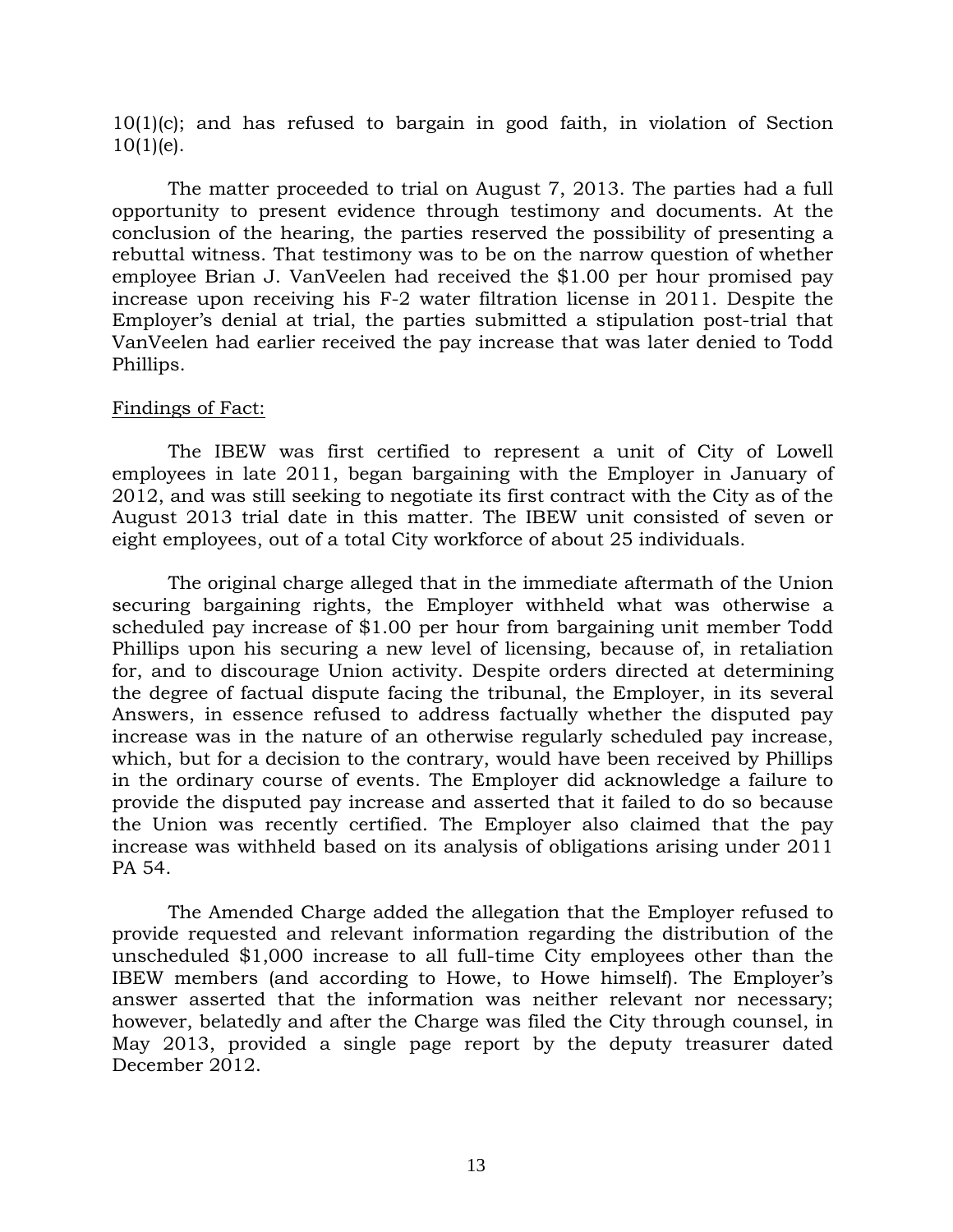10(1)(c); and has refused to bargain in good faith, in violation of Section 10(1)(e).

The matter proceeded to trial on August 7, 2013. The parties had a full opportunity to present evidence through testimony and documents. At the conclusion of the hearing, the parties reserved the possibility of presenting a rebuttal witness. That testimony was to be on the narrow question of whether employee Brian J. VanVeelen had received the $1.00 per hour promised pay increase upon receiving his F-2 water filtration license in 2011. Despite the Employer's denial at trial, the parties submitted a stipulation post-trial that VanVeelen had earlier received the pay increase that was later denied to Todd Phillips.

Findings of Fact:

The IBEW was first certified to represent a unit of City of Lowell employees in late 2011, began bargaining with the Employer in January of 2012, and was still seeking to negotiate its first contract with the City as of the August 2013 trial date in this matter. The IBEW unit consisted of seven or eight employees, out of a total City workforce of about 25 individuals.

The original charge alleged that in the immediate aftermath of the Union securing bargaining rights, the Employer withheld what was otherwise a scheduled pay increase of $1.00 per hour from bargaining unit member Todd Phillips upon his securing a new level of licensing, because of, in retaliation for, and to discourage Union activity. Despite orders directed at determining the degree of factual dispute facing the tribunal, the Employer, in its several Answers, in essence refused to address factually whether the disputed pay increase was in the nature of an otherwise regularly scheduled pay increase, which, but for a decision to the contrary, would have been received by Phillips in the ordinary course of events. The Employer did acknowledge a failure to provide the disputed pay increase and asserted that it failed to do so because the Union was recently certified. The Employer also claimed that the pay increase was withheld based on its analysis of obligations arising under 2011 PA 54.

The Amended Charge added the allegation that the Employer refused to provide requested and relevant information regarding the distribution of the unscheduled $1,000 increase to all full-time City employees other than the IBEW members (and according to Howe, to Howe himself). The Employer's answer asserted that the information was neither relevant nor necessary; however, belatedly and after the Charge was filed the City through counsel, in May 2013, provided a single page report by the deputy treasurer dated December 2012.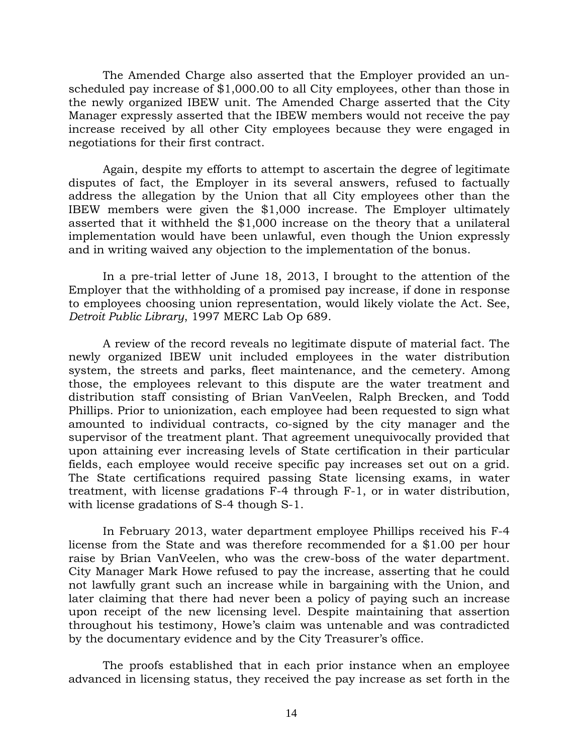The Amended Charge also asserted that the Employer provided an unscheduled pay increase of $1,000.00 to all City employees, other than those in the newly organized IBEW unit. The Amended Charge asserted that the City Manager expressly asserted that the IBEW members would not receive the pay increase received by all other City employees because they were engaged in negotiations for their first contract.

Again, despite my efforts to attempt to ascertain the degree of legitimate disputes of fact, the Employer in its several answers, refused to factually address the allegation by the Union that all City employees other than the IBEW members were given the $1,000 increase. The Employer ultimately asserted that it withheld the $1,000 increase on the theory that a unilateral implementation would have been unlawful, even though the Union expressly and in writing waived any objection to the implementation of the bonus.

In a pre-trial letter of June 18, 2013, I brought to the attention of the Employer that the withholding of a promised pay increase, if done in response to employees choosing union representation, would likely violate the Act. See, *Detroit Public Library*, 1997 MERC Lab Op 689.

A review of the record reveals no legitimate dispute of material fact. The newly organized IBEW unit included employees in the water distribution system, the streets and parks, fleet maintenance, and the cemetery. Among those, the employees relevant to this dispute are the water treatment and distribution staff consisting of Brian VanVeelen, Ralph Brecken, and Todd Phillips. Prior to unionization, each employee had been requested to sign what amounted to individual contracts, co-signed by the city manager and the supervisor of the treatment plant. That agreement unequivocally provided that upon attaining ever increasing levels of State certification in their particular fields, each employee would receive specific pay increases set out on a grid. The State certifications required passing State licensing exams, in water treatment, with license gradations F-4 through F-1, or in water distribution, with license gradations of S-4 though S-1.

In February 2013, water department employee Phillips received his F-4 license from the State and was therefore recommended for a $1.00 per hour raise by Brian VanVeelen, who was the crew-boss of the water department. City Manager Mark Howe refused to pay the increase, asserting that he could not lawfully grant such an increase while in bargaining with the Union, and later claiming that there had never been a policy of paying such an increase upon receipt of the new licensing level. Despite maintaining that assertion throughout his testimony, Howe's claim was untenable and was contradicted by the documentary evidence and by the City Treasurer's office.

The proofs established that in each prior instance when an employee advanced in licensing status, they received the pay increase as set forth in the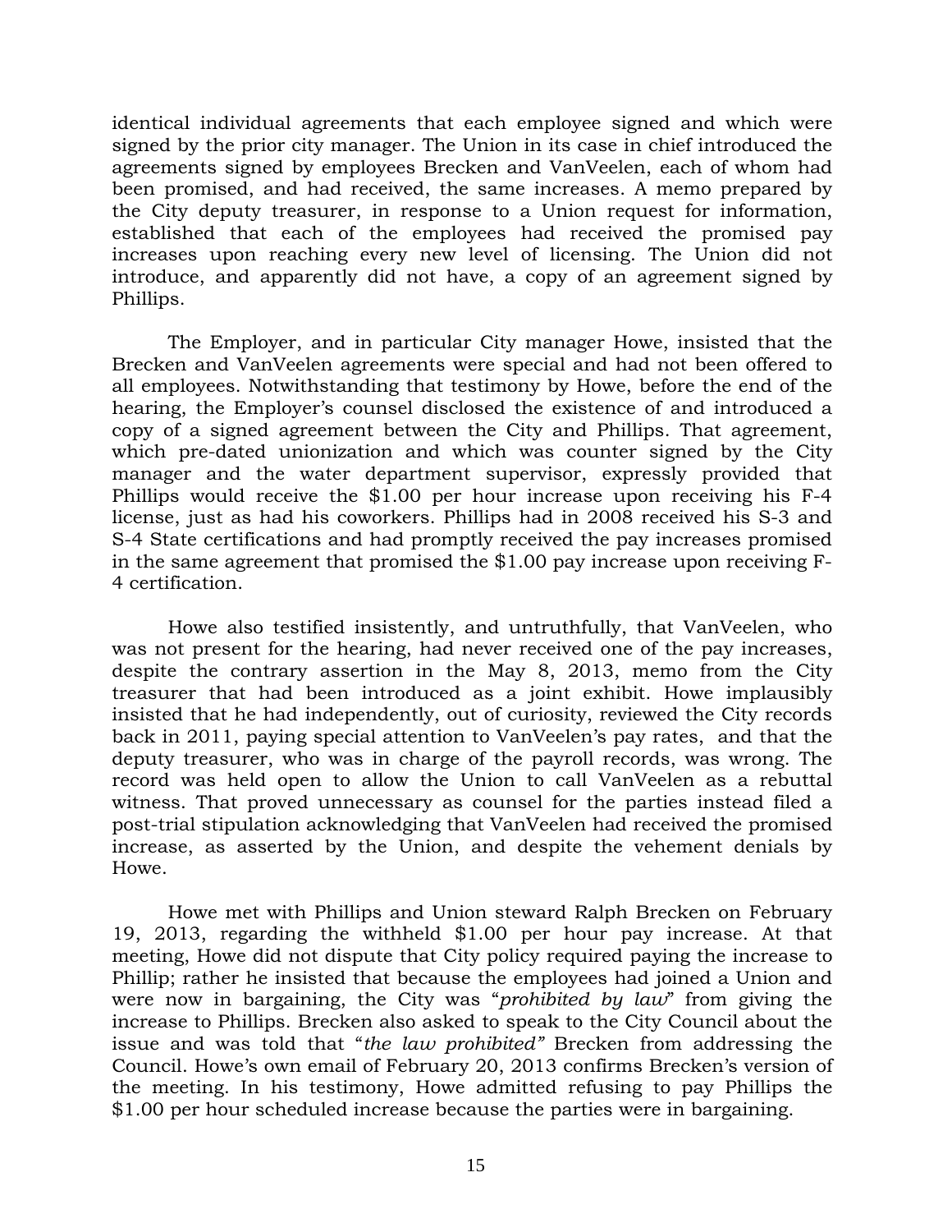identical individual agreements that each employee signed and which were signed by the prior city manager. The Union in its case in chief introduced the agreements signed by employees Brecken and VanVeelen, each of whom had been promised, and had received, the same increases. A memo prepared by the City deputy treasurer, in response to a Union request for information, established that each of the employees had received the promised pay increases upon reaching every new level of licensing. The Union did not introduce, and apparently did not have, a copy of an agreement signed by Phillips.

The Employer, and in particular City manager Howe, insisted that the Brecken and VanVeelen agreements were special and had not been offered to all employees. Notwithstanding that testimony by Howe, before the end of the hearing, the Employer's counsel disclosed the existence of and introduced a copy of a signed agreement between the City and Phillips. That agreement, which pre-dated unionization and which was counter signed by the City manager and the water department supervisor, expressly provided that Phillips would receive the $1.00 per hour increase upon receiving his F-4 license, just as had his coworkers. Phillips had in 2008 received his S-3 and S-4 State certifications and had promptly received the pay increases promised in the same agreement that promised the $1.00 pay increase upon receiving F-4 certification.

Howe also testified insistently, and untruthfully, that VanVeelen, who was not present for the hearing, had never received one of the pay increases, despite the contrary assertion in the May 8, 2013, memo from the City treasurer that had been introduced as a joint exhibit. Howe implausibly insisted that he had independently, out of curiosity, reviewed the City records back in 2011, paying special attention to VanVeelen's pay rates, and that the deputy treasurer, who was in charge of the payroll records, was wrong. The record was held open to allow the Union to call VanVeelen as a rebuttal witness. That proved unnecessary as counsel for the parties instead filed a post-trial stipulation acknowledging that VanVeelen had received the promised increase, as asserted by the Union, and despite the vehement denials by Howe.

Howe met with Phillips and Union steward Ralph Brecken on February 19, 2013, regarding the withheld $1.00 per hour pay increase. At that meeting, Howe did not dispute that City policy required paying the increase to Phillip; rather he insisted that because the employees had joined a Union and were now in bargaining, the City was "*prohibited by law*" from giving the increase to Phillips. Brecken also asked to speak to the City Council about the issue and was told that "*the law prohibited"* Brecken from addressing the Council. Howe's own email of February 20, 2013 confirms Brecken's version of the meeting. In his testimony, Howe admitted refusing to pay Phillips the $1.00 per hour scheduled increase because the parties were in bargaining.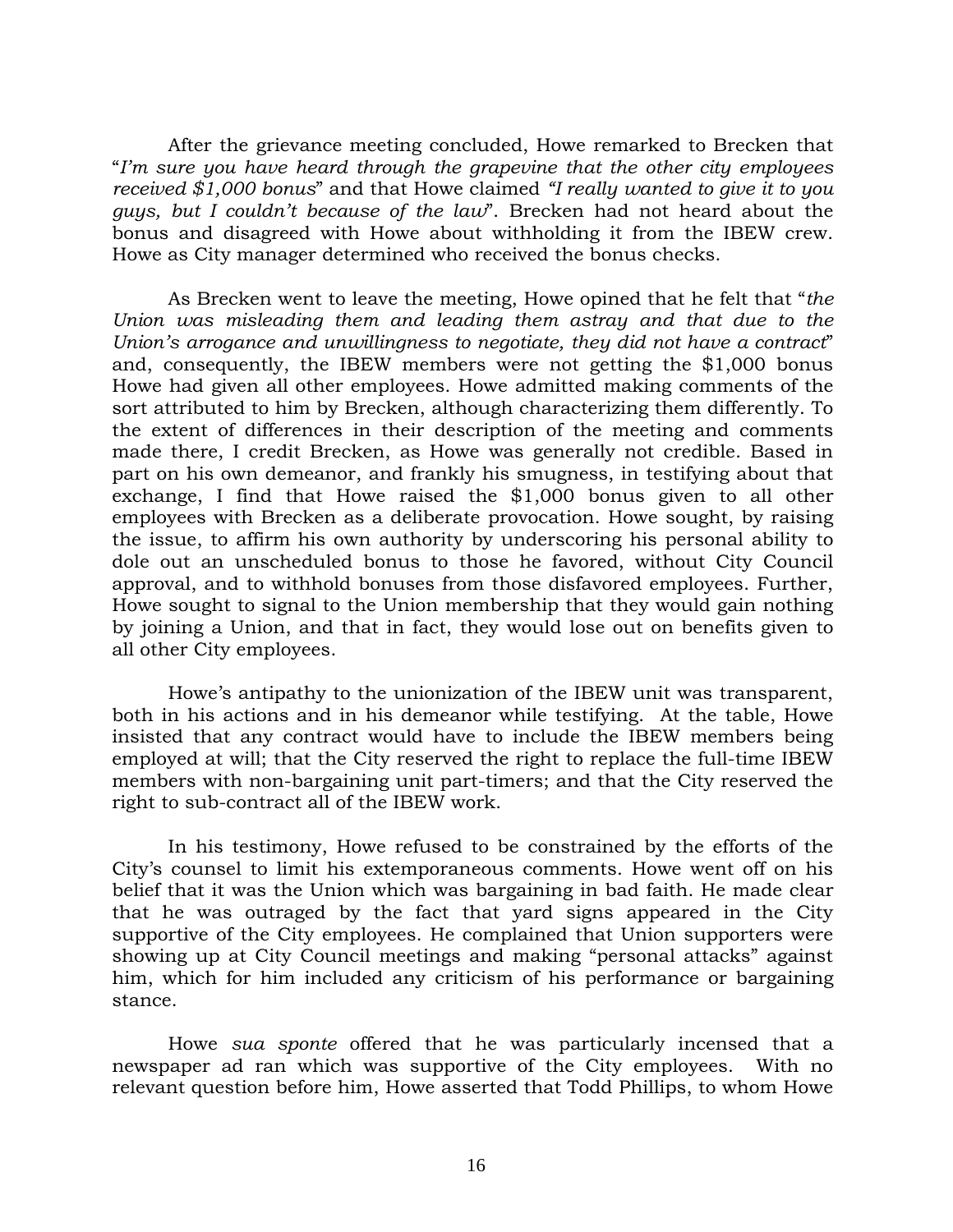After the grievance meeting concluded, Howe remarked to Brecken that "*I'm sure you have heard through the grapevine that the other city employees received $1,000 bonus*" and that Howe claimed *"I really wanted to give it to you guys, but I couldn't because of the law*". Brecken had not heard about the bonus and disagreed with Howe about withholding it from the IBEW crew. Howe as City manager determined who received the bonus checks.

As Brecken went to leave the meeting, Howe opined that he felt that "*the Union was misleading them and leading them astray and that due to the Union's arrogance and unwillingness to negotiate, they did not have a contract*" and, consequently, the IBEW members were not getting the $1,000 bonus Howe had given all other employees. Howe admitted making comments of the sort attributed to him by Brecken, although characterizing them differently. To the extent of differences in their description of the meeting and comments made there, I credit Brecken, as Howe was generally not credible. Based in part on his own demeanor, and frankly his smugness, in testifying about that exchange, I find that Howe raised the $1,000 bonus given to all other employees with Brecken as a deliberate provocation. Howe sought, by raising the issue, to affirm his own authority by underscoring his personal ability to dole out an unscheduled bonus to those he favored, without City Council approval, and to withhold bonuses from those disfavored employees. Further, Howe sought to signal to the Union membership that they would gain nothing by joining a Union, and that in fact, they would lose out on benefits given to all other City employees.

Howe's antipathy to the unionization of the IBEW unit was transparent, both in his actions and in his demeanor while testifying. At the table, Howe insisted that any contract would have to include the IBEW members being employed at will; that the City reserved the right to replace the full-time IBEW members with non-bargaining unit part-timers; and that the City reserved the right to sub-contract all of the IBEW work.

In his testimony, Howe refused to be constrained by the efforts of the City's counsel to limit his extemporaneous comments. Howe went off on his belief that it was the Union which was bargaining in bad faith. He made clear that he was outraged by the fact that yard signs appeared in the City supportive of the City employees. He complained that Union supporters were showing up at City Council meetings and making "personal attacks" against him, which for him included any criticism of his performance or bargaining stance.

Howe *sua sponte* offered that he was particularly incensed that a newspaper ad ran which was supportive of the City employees. With no relevant question before him, Howe asserted that Todd Phillips, to whom Howe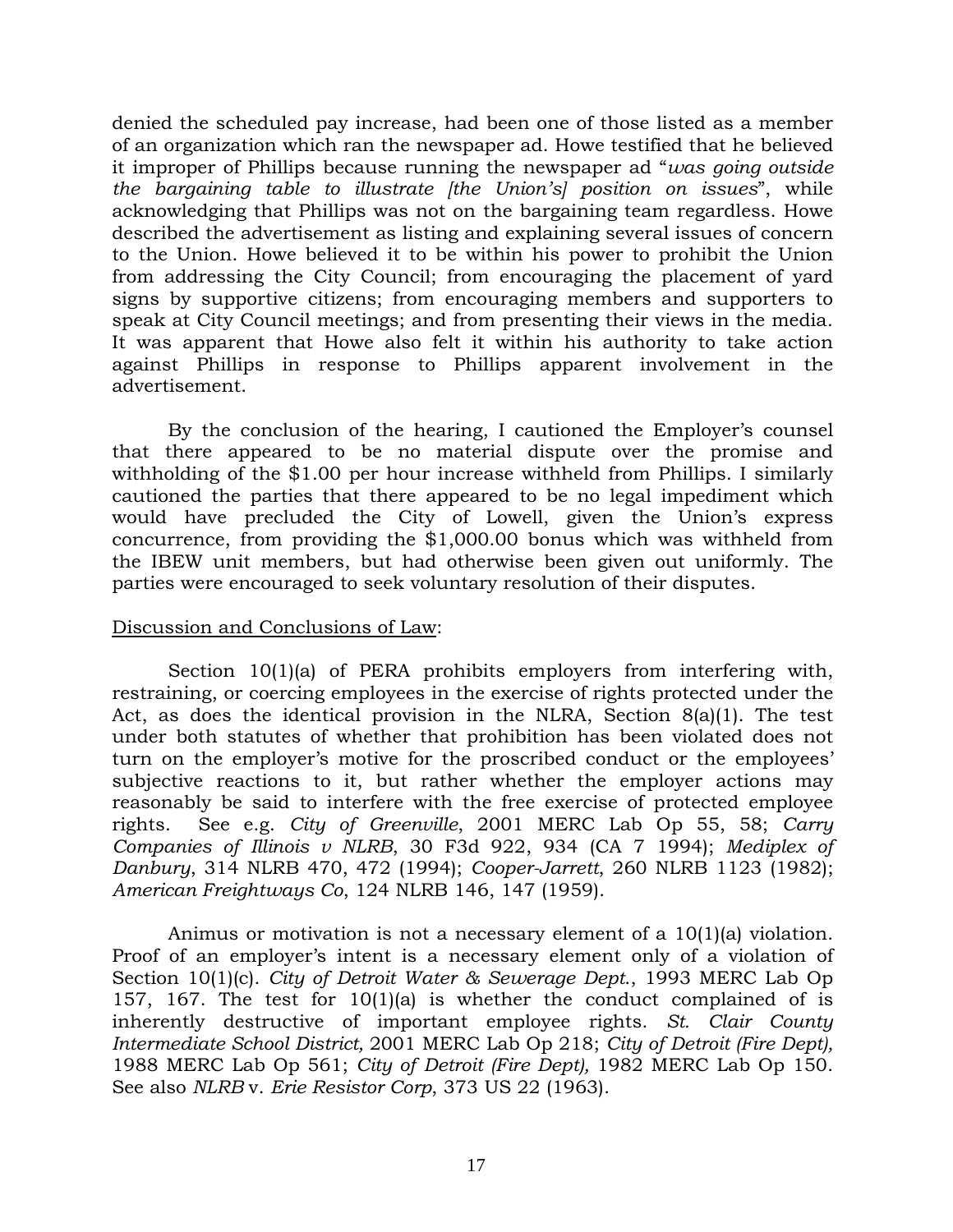denied the scheduled pay increase, had been one of those listed as a member of an organization which ran the newspaper ad. Howe testified that he believed it improper of Phillips because running the newspaper ad "*was going outside the bargaining table to illustrate [the Union's] position on issues*", while acknowledging that Phillips was not on the bargaining team regardless. Howe described the advertisement as listing and explaining several issues of concern to the Union. Howe believed it to be within his power to prohibit the Union from addressing the City Council; from encouraging the placement of yard signs by supportive citizens; from encouraging members and supporters to speak at City Council meetings; and from presenting their views in the media. It was apparent that Howe also felt it within his authority to take action against Phillips in response to Phillips apparent involvement in the advertisement.

By the conclusion of the hearing, I cautioned the Employer's counsel that there appeared to be no material dispute over the promise and withholding of the $1.00 per hour increase withheld from Phillips. I similarly cautioned the parties that there appeared to be no legal impediment which would have precluded the City of Lowell, given the Union's express concurrence, from providing the $1,000.00 bonus which was withheld from the IBEW unit members, but had otherwise been given out uniformly. The parties were encouraged to seek voluntary resolution of their disputes.

Discussion and Conclusions of Law:

Section 10(1)(a) of PERA prohibits employers from interfering with, restraining, or coercing employees in the exercise of rights protected under the Act, as does the identical provision in the NLRA, Section 8(a)(1). The test under both statutes of whether that prohibition has been violated does not turn on the employer's motive for the proscribed conduct or the employees' subjective reactions to it, but rather whether the employer actions may reasonably be said to interfere with the free exercise of protected employee rights. See e.g. *City of Greenville*, 2001 MERC Lab Op 55, 58; *Carry Companies of Illinois v NLRB*, 30 F3d 922, 934 (CA 7 1994); *Mediplex of Danbury*, 314 NLRB 470, 472 (1994); *Cooper-Jarrett*, 260 NLRB 1123 (1982); *American Freightways Co*, 124 NLRB 146, 147 (1959).

Animus or motivation is not a necessary element of a 10(1)(a) violation. Proof of an employer's intent is a necessary element only of a violation of Section 10(1)(c). *City of Detroit Water & Sewerage Dept.*, 1993 MERC Lab Op 157, 167. The test for 10(1)(a) is whether the conduct complained of is inherently destructive of important employee rights. *St. Clair County Intermediate School District,* 2001 MERC Lab Op 218; *City of Detroit (Fire Dept),* 1988 MERC Lab Op 561; *City of Detroit (Fire Dept),* 1982 MERC Lab Op 150. See also *NLRB* v. *Erie Resistor Corp*, 373 US 22 (1963).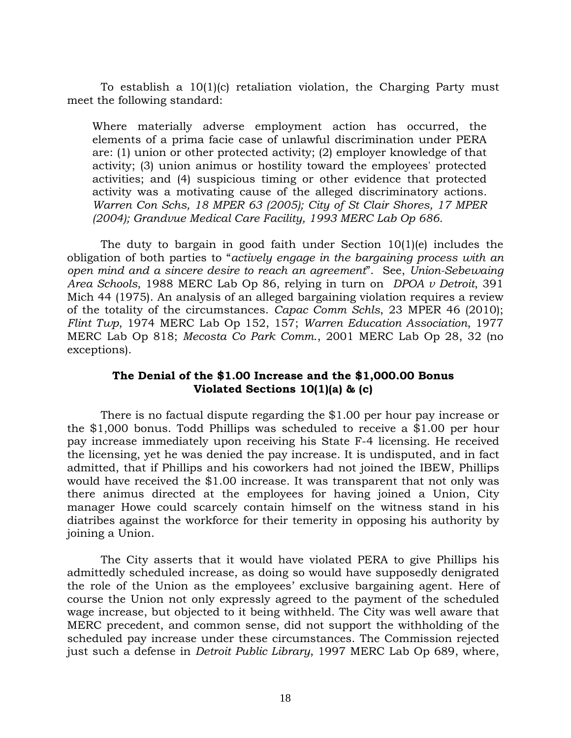To establish a 10(1)(c) retaliation violation, the Charging Party must meet the following standard:

> Where materially adverse employment action has occurred, the elements of a prima facie case of unlawful discrimination under PERA are: (1) union or other protected activity; (2) employer knowledge of that activity; (3) union animus or hostility toward the employees' protected activities; and (4) suspicious timing or other evidence that protected activity was a motivating cause of the alleged discriminatory actions. *Warren Con Schs, 18 MPER 63 (2005); City of St Clair Shores, 17 MPER (2004); Grandvue Medical Care Facility, 1993 MERC Lab Op 686.*

The duty to bargain in good faith under Section 10(1)(e) includes the obligation of both parties to "*actively engage in the bargaining process with an open mind and a sincere desire to reach an agreement*". See, *Union-Sebewaing Area Schools*, 1988 MERC Lab Op 86, relying in turn on *DPOA v Detroit*, 391 Mich 44 (1975). An analysis of an alleged bargaining violation requires a review of the totality of the circumstances. *Capac Comm Schls*, 23 MPER 46 (2010); *Flint Twp*, 1974 MERC Lab Op 152, 157; *Warren Education Association*, 1977 MERC Lab Op 818; *Mecosta Co Park Comm.*, 2001 MERC Lab Op 28, 32 (no exceptions).

**The Denial of the $1.00 Increase and the $1,000.00 Bonus Violated Sections 10(1)(a) & (c)**

There is no factual dispute regarding the $1.00 per hour pay increase or the $1,000 bonus. Todd Phillips was scheduled to receive a $1.00 per hour pay increase immediately upon receiving his State F-4 licensing. He received the licensing, yet he was denied the pay increase. It is undisputed, and in fact admitted, that if Phillips and his coworkers had not joined the IBEW, Phillips would have received the $1.00 increase. It was transparent that not only was there animus directed at the employees for having joined a Union, City manager Howe could scarcely contain himself on the witness stand in his diatribes against the workforce for their temerity in opposing his authority by joining a Union.

The City asserts that it would have violated PERA to give Phillips his admittedly scheduled increase, as doing so would have supposedly denigrated the role of the Union as the employees' exclusive bargaining agent. Here of course the Union not only expressly agreed to the payment of the scheduled wage increase, but objected to it being withheld. The City was well aware that MERC precedent, and common sense, did not support the withholding of the scheduled pay increase under these circumstances. The Commission rejected just such a defense in *Detroit Public Library*, 1997 MERC Lab Op 689, where,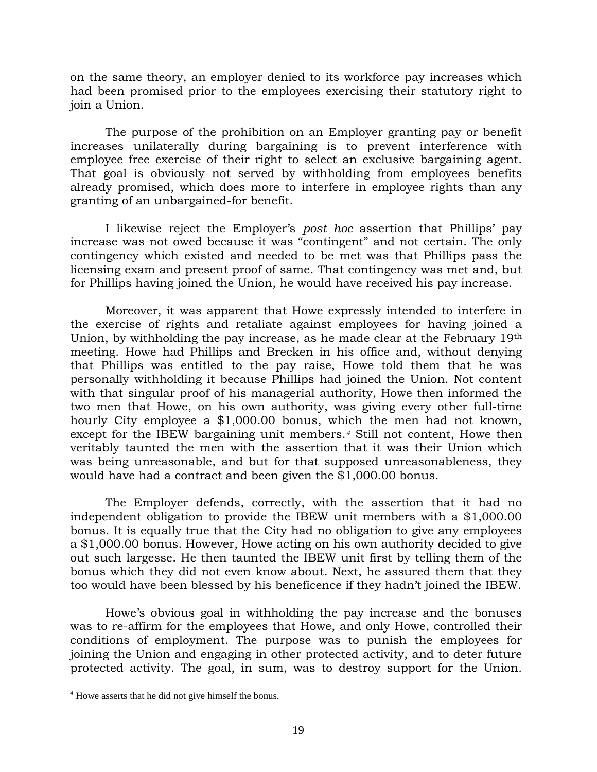on the same theory, an employer denied to its workforce pay increases which had been promised prior to the employees exercising their statutory right to join a Union.

The purpose of the prohibition on an Employer granting pay or benefit increases unilaterally during bargaining is to prevent interference with employee free exercise of their right to select an exclusive bargaining agent. That goal is obviously not served by withholding from employees benefits already promised, which does more to interfere in employee rights than any granting of an unbargained-for benefit.

I likewise reject the Employer's *post hoc* assertion that Phillips' pay increase was not owed because it was "contingent" and not certain. The only contingency which existed and needed to be met was that Phillips pass the licensing exam and present proof of same. That contingency was met and, but for Phillips having joined the Union, he would have received his pay increase.

Moreover, it was apparent that Howe expressly intended to interfere in the exercise of rights and retaliate against employees for having joined a Union, by withholding the pay increase, as he made clear at the February 19th meeting. Howe had Phillips and Brecken in his office and, without denying that Phillips was entitled to the pay raise, Howe told them that he was personally withholding it because Phillips had joined the Union. Not content with that singular proof of his managerial authority, Howe then informed the two men that Howe, on his own authority, was giving every other full-time hourly City employee a $1,000.00 bonus, which the men had not known, except for the IBEW bargaining unit members.[4] Still not content, Howe then veritably taunted the men with the assertion that it was their Union which was being unreasonable, and but for that supposed unreasonableness, they would have had a contract and been given the $1,000.00 bonus.

The Employer defends, correctly, with the assertion that it had no independent obligation to provide the IBEW unit members with a $1,000.00 bonus. It is equally true that the City had no obligation to give any employees a $1,000.00 bonus. However, Howe acting on his own authority decided to give out such largesse. He then taunted the IBEW unit first by telling them of the bonus which they did not even know about. Next, he assured them that they too would have been blessed by his beneficence if they hadn't joined the IBEW.

Howe's obvious goal in withholding the pay increase and the bonuses was to re-affirm for the employees that Howe, and only Howe, controlled their conditions of employment. The purpose was to punish the employees for joining the Union and engaging in other protected activity, and to deter future protected activity. The goal, in sum, was to destroy support for the Union.

---

[4] Howe asserts that he did not give himself the bonus.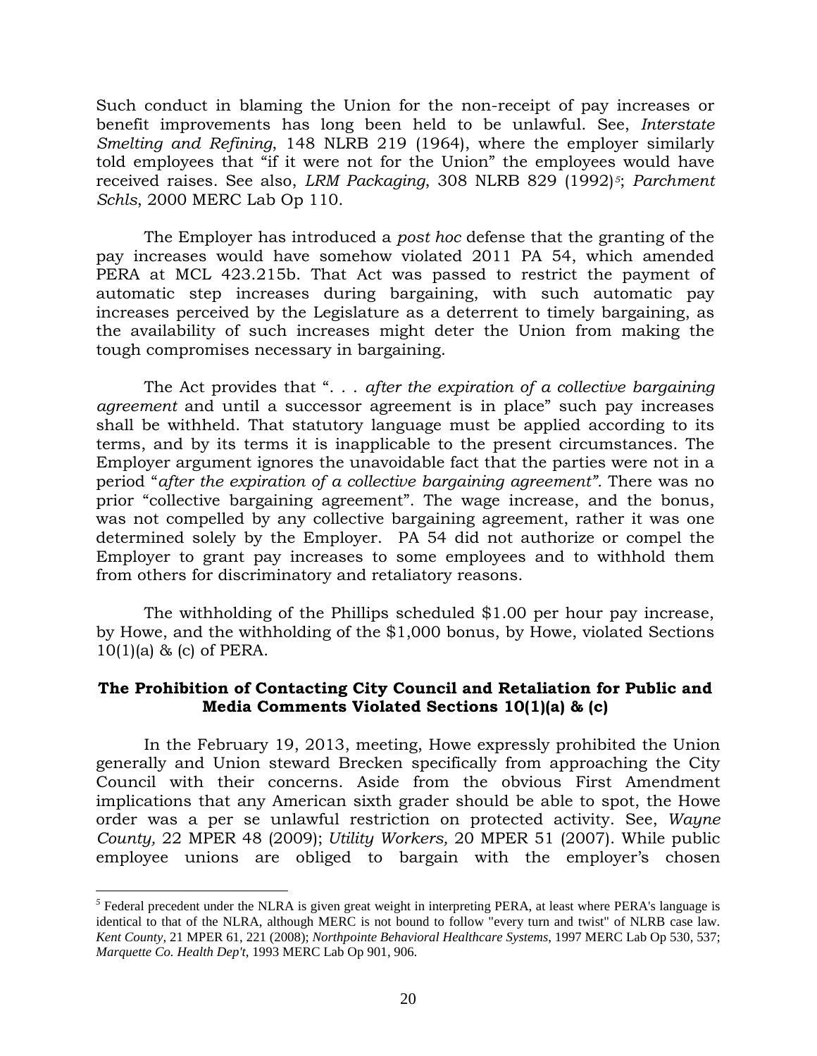Such conduct in blaming the Union for the non-receipt of pay increases or benefit improvements has long been held to be unlawful. See, *Interstate Smelting and Refining*, 148 NLRB 219 (1964), where the employer similarly told employees that "if it were not for the Union" the employees would have received raises. See also, *LRM Packaging*, 308 NLRB 829 (1992)[5]; *Parchment Schls*, 2000 MERC Lab Op 110.

The Employer has introduced a *post hoc* defense that the granting of the pay increases would have somehow violated 2011 PA 54, which amended PERA at MCL 423.215b. That Act was passed to restrict the payment of automatic step increases during bargaining, with such automatic pay increases perceived by the Legislature as a deterrent to timely bargaining, as the availability of such increases might deter the Union from making the tough compromises necessary in bargaining.

The Act provides that ". . . *after the expiration of a collective bargaining agreement* and until a successor agreement is in place" such pay increases shall be withheld. That statutory language must be applied according to its terms, and by its terms it is inapplicable to the present circumstances. The Employer argument ignores the unavoidable fact that the parties were not in a period "*after the expiration of a collective bargaining agreement"*. There was no prior "collective bargaining agreement". The wage increase, and the bonus, was not compelled by any collective bargaining agreement, rather it was one determined solely by the Employer. PA 54 did not authorize or compel the Employer to grant pay increases to some employees and to withhold them from others for discriminatory and retaliatory reasons.

The withholding of the Phillips scheduled $1.00 per hour pay increase, by Howe, and the withholding of the $1,000 bonus, by Howe, violated Sections 10(1)(a) & (c) of PERA.

### The Prohibition of Contacting City Council and Retaliation for Public and Media Comments Violated Sections 10(1)(a) & (c)

In the February 19, 2013, meeting, Howe expressly prohibited the Union generally and Union steward Brecken specifically from approaching the City Council with their concerns. Aside from the obvious First Amendment implications that any American sixth grader should be able to spot, the Howe order was a per se unlawful restriction on protected activity. See, *Wayne County,* 22 MPER 48 (2009); *Utility Workers,* 20 MPER 51 (2007). While public employee unions are obliged to bargain with the employer's chosen

---

[5] Federal precedent under the NLRA is given great weight in interpreting PERA, at least where PERA's language is identical to that of the NLRA, although MERC is not bound to follow "every turn and twist" of NLRB case law. *Kent County*, 21 MPER 61, 221 (2008); *Northpointe Behavioral Healthcare Systems*, 1997 MERC Lab Op 530, 537; *Marquette Co. Health Dep't*, 1993 MERC Lab Op 901, 906.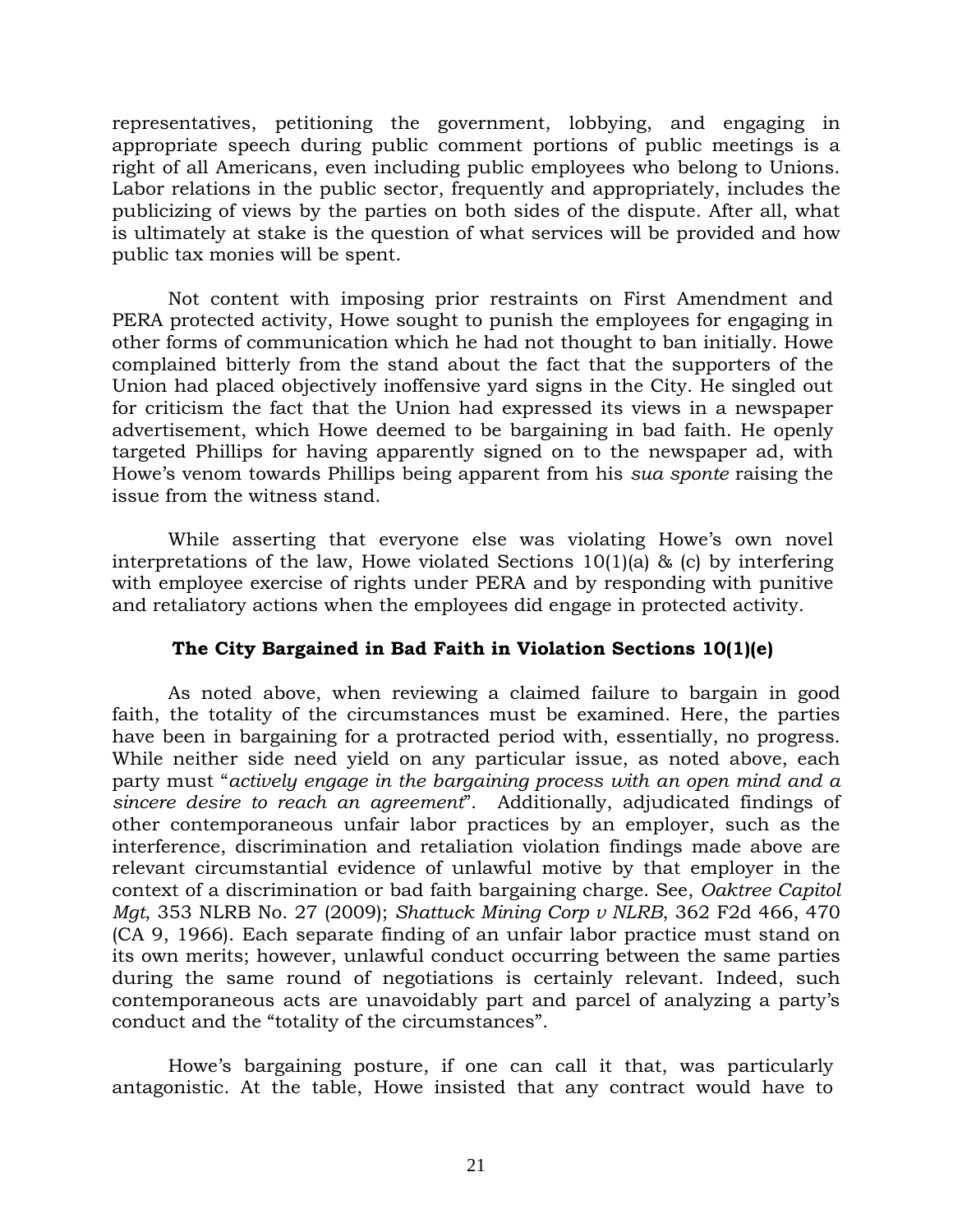representatives, petitioning the government, lobbying, and engaging in appropriate speech during public comment portions of public meetings is a right of all Americans, even including public employees who belong to Unions. Labor relations in the public sector, frequently and appropriately, includes the publicizing of views by the parties on both sides of the dispute. After all, what is ultimately at stake is the question of what services will be provided and how public tax monies will be spent.

Not content with imposing prior restraints on First Amendment and PERA protected activity, Howe sought to punish the employees for engaging in other forms of communication which he had not thought to ban initially. Howe complained bitterly from the stand about the fact that the supporters of the Union had placed objectively inoffensive yard signs in the City. He singled out for criticism the fact that the Union had expressed its views in a newspaper advertisement, which Howe deemed to be bargaining in bad faith. He openly targeted Phillips for having apparently signed on to the newspaper ad, with Howe's venom towards Phillips being apparent from his *sua sponte* raising the issue from the witness stand.

While asserting that everyone else was violating Howe's own novel interpretations of the law, Howe violated Sections 10(1)(a) & (c) by interfering with employee exercise of rights under PERA and by responding with punitive and retaliatory actions when the employees did engage in protected activity.

### The City Bargained in Bad Faith in Violation Sections 10(1)(e)

As noted above, when reviewing a claimed failure to bargain in good faith, the totality of the circumstances must be examined. Here, the parties have been in bargaining for a protracted period with, essentially, no progress. While neither side need yield on any particular issue, as noted above, each party must "*actively engage in the bargaining process with an open mind and a sincere desire to reach an agreement*". Additionally, adjudicated findings of other contemporaneous unfair labor practices by an employer, such as the interference, discrimination and retaliation violation findings made above are relevant circumstantial evidence of unlawful motive by that employer in the context of a discrimination or bad faith bargaining charge. See, *Oaktree Capitol Mgt*, 353 NLRB No. 27 (2009); *Shattuck Mining Corp v NLRB*, 362 F2d 466, 470 (CA 9, 1966). Each separate finding of an unfair labor practice must stand on its own merits; however, unlawful conduct occurring between the same parties during the same round of negotiations is certainly relevant. Indeed, such contemporaneous acts are unavoidably part and parcel of analyzing a party's conduct and the "totality of the circumstances".

Howe's bargaining posture, if one can call it that, was particularly antagonistic. At the table, Howe insisted that any contract would have to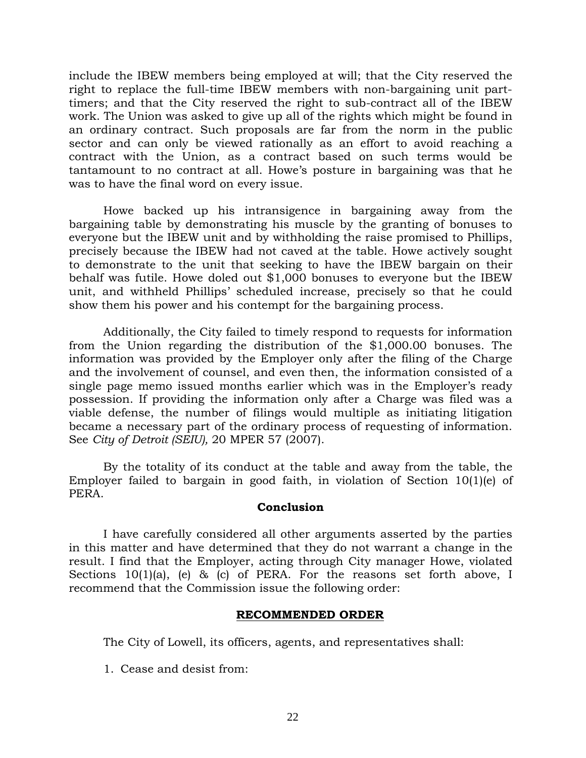include the IBEW members being employed at will; that the City reserved the right to replace the full-time IBEW members with non-bargaining unit part-timers; and that the City reserved the right to sub-contract all of the IBEW work. The Union was asked to give up all of the rights which might be found in an ordinary contract. Such proposals are far from the norm in the public sector and can only be viewed rationally as an effort to avoid reaching a contract with the Union, as a contract based on such terms would be tantamount to no contract at all. Howe's posture in bargaining was that he was to have the final word on every issue.

Howe backed up his intransigence in bargaining away from the bargaining table by demonstrating his muscle by the granting of bonuses to everyone but the IBEW unit and by withholding the raise promised to Phillips, precisely because the IBEW had not caved at the table. Howe actively sought to demonstrate to the unit that seeking to have the IBEW bargain on their behalf was futile. Howe doled out $1,000 bonuses to everyone but the IBEW unit, and withheld Phillips' scheduled increase, precisely so that he could show them his power and his contempt for the bargaining process.

Additionally, the City failed to timely respond to requests for information from the Union regarding the distribution of the $1,000.00 bonuses. The information was provided by the Employer only after the filing of the Charge and the involvement of counsel, and even then, the information consisted of a single page memo issued months earlier which was in the Employer's ready possession. If providing the information only after a Charge was filed was a viable defense, the number of filings would multiple as initiating litigation became a necessary part of the ordinary process of requesting of information. See *City of Detroit (SEIU),* 20 MPER 57 (2007).

By the totality of its conduct at the table and away from the table, the Employer failed to bargain in good faith, in violation of Section 10(1)(e) of PERA.

**Conclusion**

I have carefully considered all other arguments asserted by the parties in this matter and have determined that they do not warrant a change in the result. I find that the Employer, acting through City manager Howe, violated Sections 10(1)(a), (e) & (c) of PERA. For the reasons set forth above, I recommend that the Commission issue the following order:

**RECOMMENDED ORDER**

The City of Lowell, its officers, agents, and representatives shall:

1. Cease and desist from: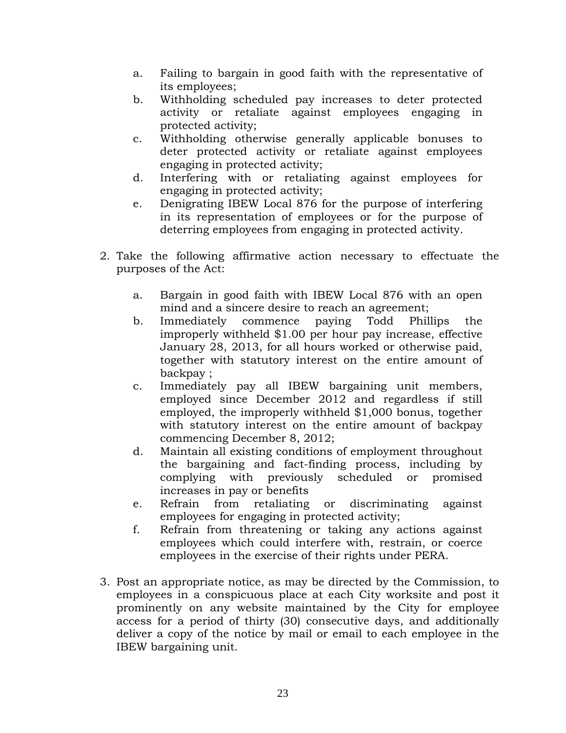a. Failing to bargain in good faith with the representative of its employees;
b. Withholding scheduled pay increases to deter protected activity or retaliate against employees engaging in protected activity;
c. Withholding otherwise generally applicable bonuses to deter protected activity or retaliate against employees engaging in protected activity;
d. Interfering with or retaliating against employees for engaging in protected activity;
e. Denigrating IBEW Local 876 for the purpose of interfering in its representation of employees or for the purpose of deterring employees from engaging in protected activity.

2. Take the following affirmative action necessary to effectuate the purposes of the Act:

   a. Bargain in good faith with IBEW Local 876 with an open mind and a sincere desire to reach an agreement;
   b. Immediately commence paying Todd Phillips the improperly withheld $1.00 per hour pay increase, effective January 28, 2013, for all hours worked or otherwise paid, together with statutory interest on the entire amount of backpay ;
   c. Immediately pay all IBEW bargaining unit members, employed since December 2012 and regardless if still employed, the improperly withheld $1,000 bonus, together with statutory interest on the entire amount of backpay commencing December 8, 2012;
   d. Maintain all existing conditions of employment throughout the bargaining and fact-finding process, including by complying with previously scheduled or promised increases in pay or benefits
   e. Refrain from retaliating or discriminating against employees for engaging in protected activity;
   f. Refrain from threatening or taking any actions against employees which could interfere with, restrain, or coerce employees in the exercise of their rights under PERA.

3. Post an appropriate notice, as may be directed by the Commission, to employees in a conspicuous place at each City worksite and post it prominently on any website maintained by the City for employee access for a period of thirty (30) consecutive days, and additionally deliver a copy of the notice by mail or email to each employee in the IBEW bargaining unit.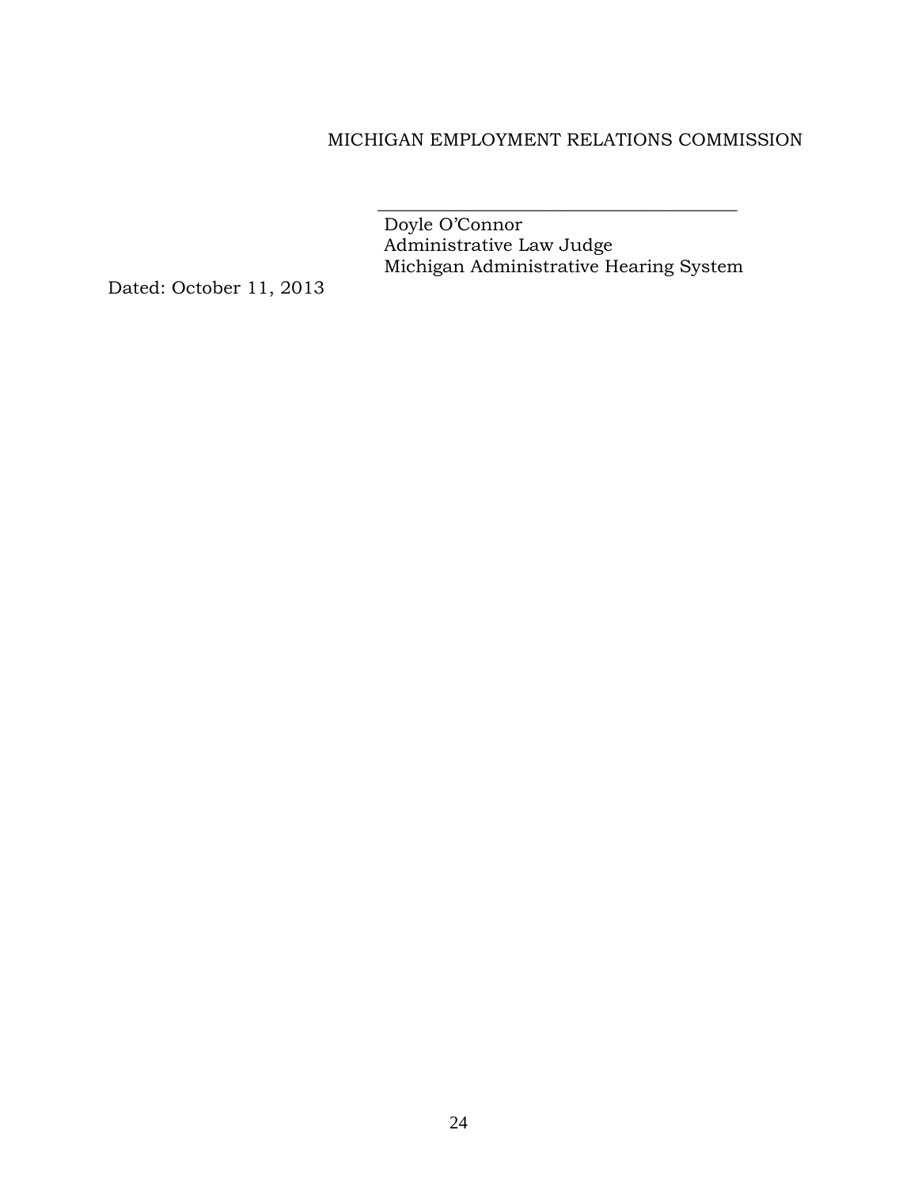MICHIGAN EMPLOYMENT RELATIONS COMMISSION

\_\_\_\_\_\_\_\_\_\_\_\_\_\_\_\_\_\_\_\_\_\_\_\_\_\_\_\_\_\_\_\_\_\_\_\_\_\_\_\_

Doyle O'Connor
Administrative Law Judge
Michigan Administrative Hearing System

Dated: October 11, 2013